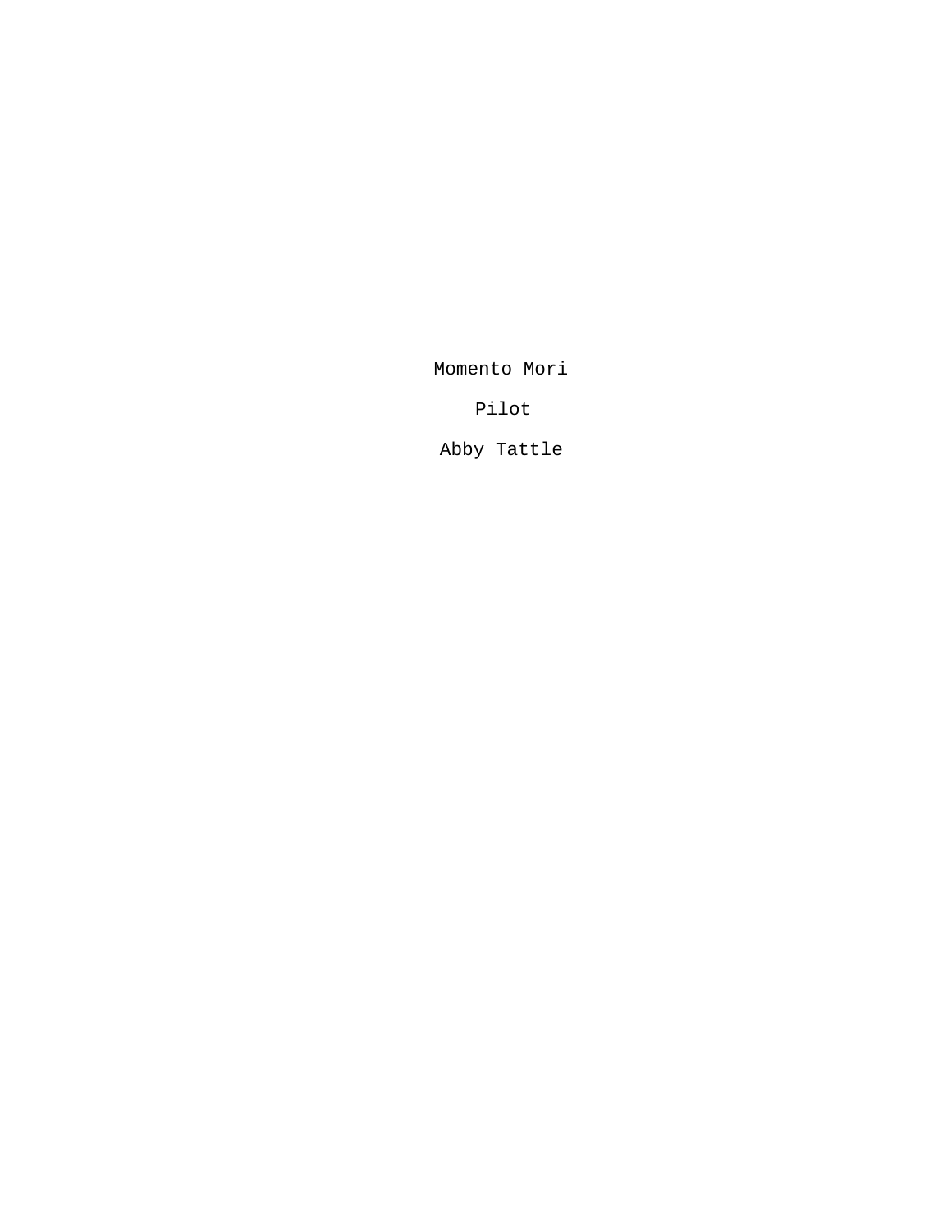# Momento Mori

Pilot

Abby Tattle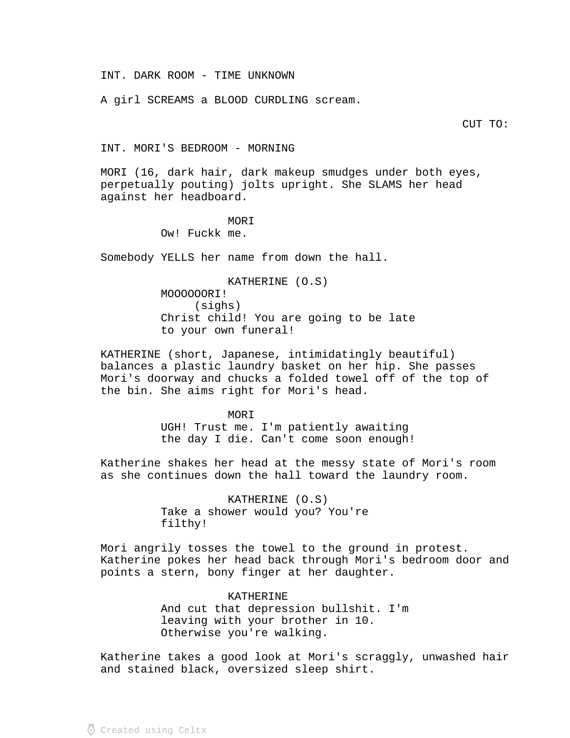INT. DARK ROOM - TIME UNKNOWN

A girl SCREAMS a BLOOD CURDLING scream.

CUT TO:

INT. MORI'S BEDROOM - MORNING

MORI (16, dark hair, dark makeup smudges under both eyes, perpetually pouting) jolts upright. She SLAMS her head against her headboard.

MORI
Ow! Fuckk me.

Somebody YELLS her name from down the hall.

KATHERINE (O.S)
MOOOOOORI!
(sighs)
Christ child! You are going to be late to your own funeral!

KATHERINE (short, Japanese, intimidatingly beautiful) balances a plastic laundry basket on her hip. She passes Mori's doorway and chucks a folded towel off of the top of the bin. She aims right for Mori's head.

MORI
UGH! Trust me. I'm patiently awaiting the day I die. Can't come soon enough!

Katherine shakes her head at the messy state of Mori's room as she continues down the hall toward the laundry room.

KATHERINE (O.S)
Take a shower would you? You're filthy!

Mori angrily tosses the towel to the ground in protest. Katherine pokes her head back through Mori's bedroom door and points a stern, bony finger at her daughter.

KATHERINE
And cut that depression bullshit. I'm leaving with your brother in 10. Otherwise you're walking.

Katherine takes a good look at Mori's scraggly, unwashed hair and stained black, oversized sleep shirt.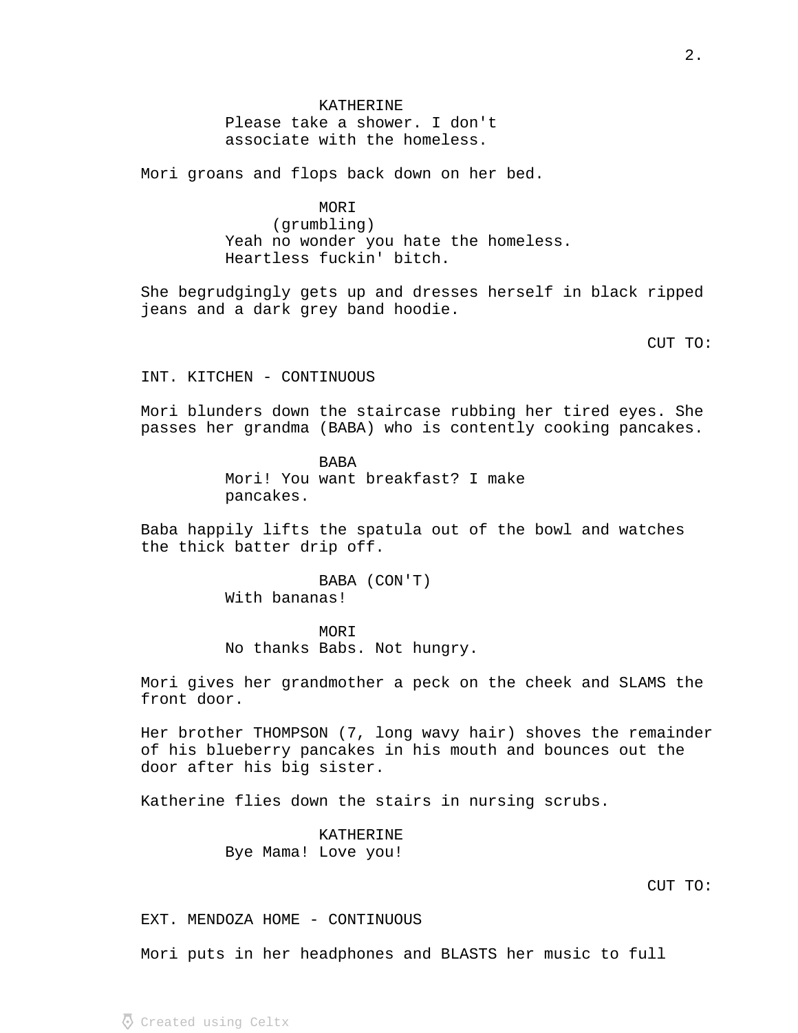KATHERINE
Please take a shower. I don't associate with the homeless.

Mori groans and flops back down on her bed.

MORI
(grumbling)
Yeah no wonder you hate the homeless. Heartless fuckin' bitch.

She begrudgingly gets up and dresses herself in black ripped jeans and a dark grey band hoodie.

CUT TO:

INT. KITCHEN - CONTINUOUS

Mori blunders down the staircase rubbing her tired eyes. She passes her grandma (BABA) who is contently cooking pancakes.

BABA
Mori! You want breakfast? I make pancakes.

Baba happily lifts the spatula out of the bowl and watches the thick batter drip off.

BABA (CON'T)
With bananas!

MORI
No thanks Babs. Not hungry.

Mori gives her grandmother a peck on the cheek and SLAMS the front door.

Her brother THOMPSON (7, long wavy hair) shoves the remainder of his blueberry pancakes in his mouth and bounces out the door after his big sister.

Katherine flies down the stairs in nursing scrubs.

KATHERINE
Bye Mama! Love you!

CUT TO:

EXT. MENDOZA HOME - CONTINUOUS

Mori puts in her headphones and BLASTS her music to full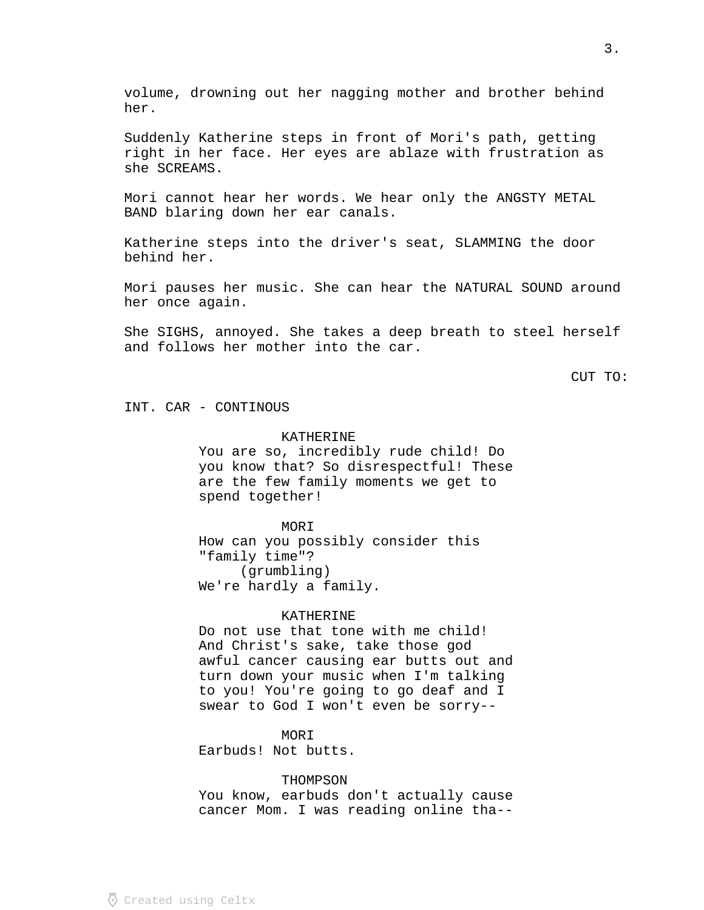volume, drowning out her nagging mother and brother behind her.

Suddenly Katherine steps in front of Mori's path, getting right in her face. Her eyes are ablaze with frustration as she SCREAMS.

Mori cannot hear her words. We hear only the ANGSTY METAL BAND blaring down her ear canals.

Katherine steps into the driver's seat, SLAMMING the door behind her.

Mori pauses her music. She can hear the NATURAL SOUND around her once again.

She SIGHS, annoyed. She takes a deep breath to steel herself and follows her mother into the car.

CUT TO:

INT. CAR - CONTINOUS

KATHERINE
You are so, incredibly rude child! Do you know that? So disrespectful! These are the few family moments we get to spend together!

MORI
How can you possibly consider this "family time"?
(grumbling)
We're hardly a family.

KATHERINE
Do not use that tone with me child! And Christ's sake, take those god awful cancer causing ear butts out and turn down your music when I'm talking to you! You're going to go deaf and I swear to God I won't even be sorry--

MORI
Earbuds! Not butts.

THOMPSON
You know, earbuds don't actually cause cancer Mom. I was reading online tha--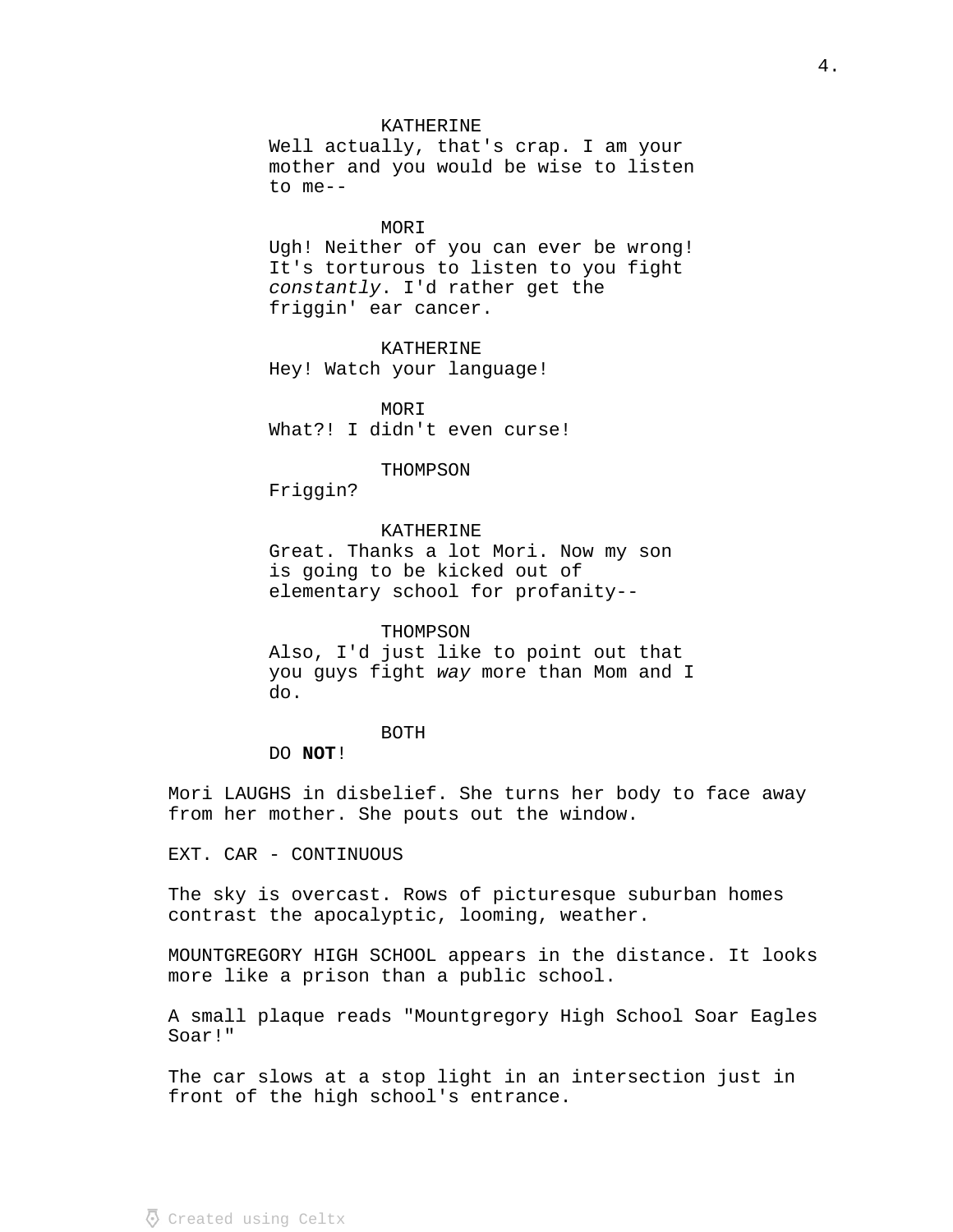KATHERINE
Well actually, that's crap. I am your mother and you would be wise to listen to me--

MORI
Ugh! Neither of you can ever be wrong! It's torturous to listen to you fight *constantly*. I'd rather get the friggin' ear cancer.

KATHERINE
Hey! Watch your language!

MORI
What?! I didn't even curse!

THOMPSON
Friggin?

KATHERINE
Great. Thanks a lot Mori. Now my son is going to be kicked out of elementary school for profanity--

THOMPSON
Also, I'd just like to point out that you guys fight *way* more than Mom and I do.

BOTH
DO **NOT**!

Mori LAUGHS in disbelief. She turns her body to face away from her mother. She pouts out the window.

EXT. CAR - CONTINUOUS

The sky is overcast. Rows of picturesque suburban homes contrast the apocalyptic, looming, weather.

MOUNTGREGORY HIGH SCHOOL appears in the distance. It looks more like a prison than a public school.

A small plaque reads "Mountgregory High School Soar Eagles Soar!"

The car slows at a stop light in an intersection just in front of the high school's entrance.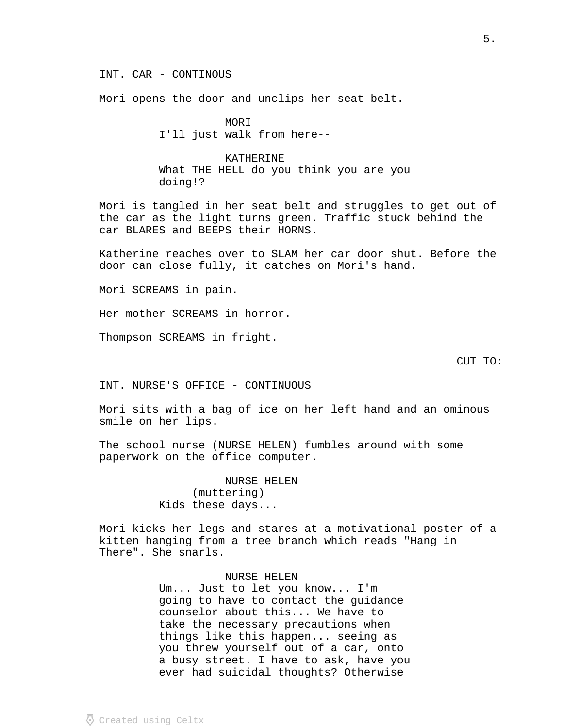INT. CAR - CONTINOUS

Mori opens the door and unclips her seat belt.

MORI
I'll just walk from here--

KATHERINE
What THE HELL do you think you are you doing!?

Mori is tangled in her seat belt and struggles to get out of the car as the light turns green. Traffic stuck behind the car BLARES and BEEPS their HORNS.

Katherine reaches over to SLAM her car door shut. Before the door can close fully, it catches on Mori's hand.

Mori SCREAMS in pain.

Her mother SCREAMS in horror.

Thompson SCREAMS in fright.

CUT TO:

INT. NURSE'S OFFICE - CONTINUOUS

Mori sits with a bag of ice on her left hand and an ominous smile on her lips.

The school nurse (NURSE HELEN) fumbles around with some paperwork on the office computer.

NURSE HELEN
(muttering)
Kids these days...

Mori kicks her legs and stares at a motivational poster of a kitten hanging from a tree branch which reads "Hang in There". She snarls.

NURSE HELEN
Um... Just to let you know... I'm going to have to contact the guidance counselor about this... We have to take the necessary precautions when things like this happen... seeing as you threw yourself out of a car, onto a busy street. I have to ask, have you ever had suicidal thoughts? Otherwise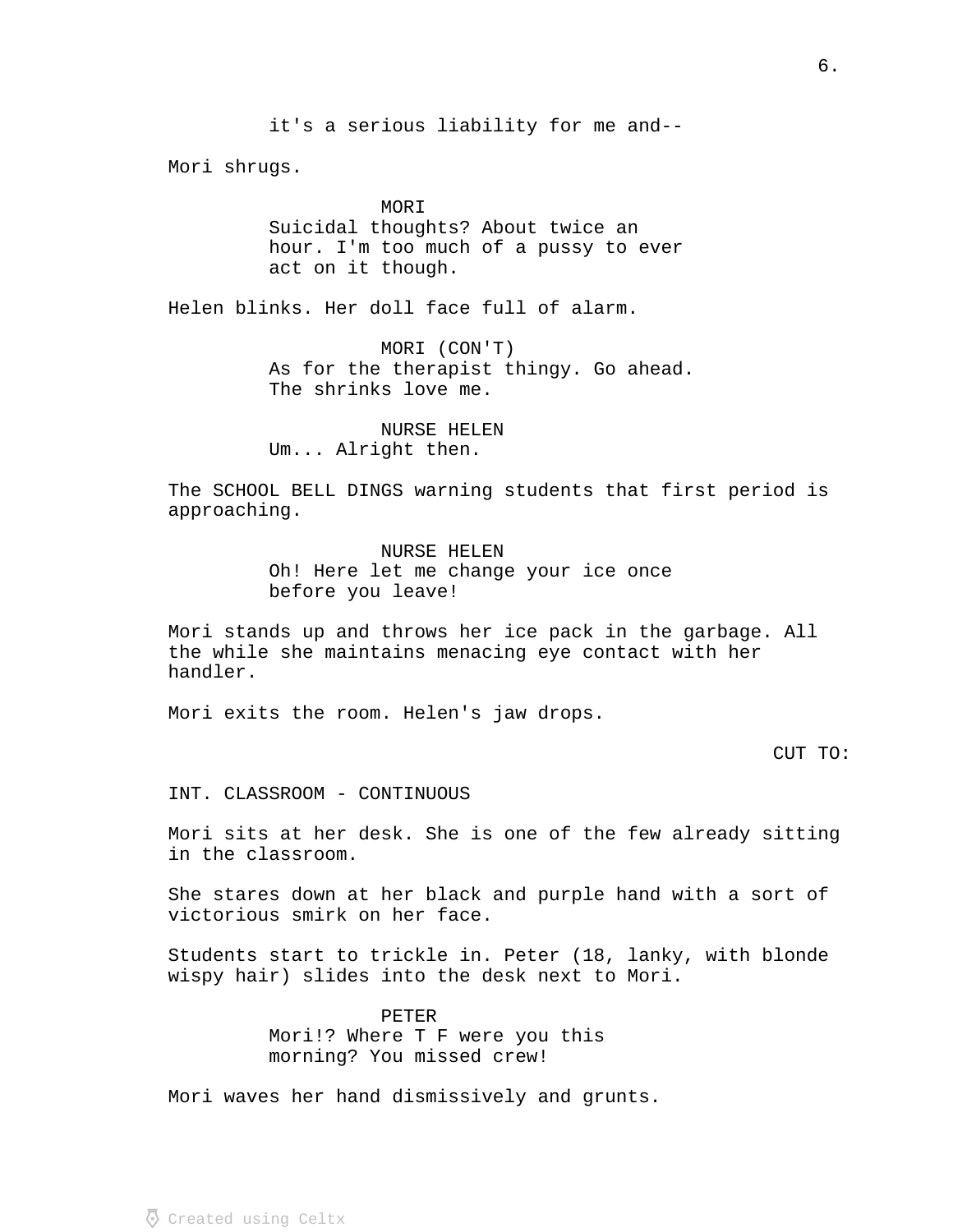it's a serious liability for me and--

Mori shrugs.

MORI
Suicidal thoughts? About twice an hour. I'm too much of a pussy to ever act on it though.

Helen blinks. Her doll face full of alarm.

MORI (CON'T)
As for the therapist thingy. Go ahead. The shrinks love me.

NURSE HELEN
Um... Alright then.

The SCHOOL BELL DINGS warning students that first period is approaching.

NURSE HELEN
Oh! Here let me change your ice once before you leave!

Mori stands up and throws her ice pack in the garbage. All the while she maintains menacing eye contact with her handler.

Mori exits the room. Helen's jaw drops.

CUT TO:

INT. CLASSROOM - CONTINUOUS

Mori sits at her desk. She is one of the few already sitting in the classroom.

She stares down at her black and purple hand with a sort of victorious smirk on her face.

Students start to trickle in. Peter (18, lanky, with blonde wispy hair) slides into the desk next to Mori.

PETER
Mori!? Where T F were you this morning? You missed crew!

Mori waves her hand dismissively and grunts.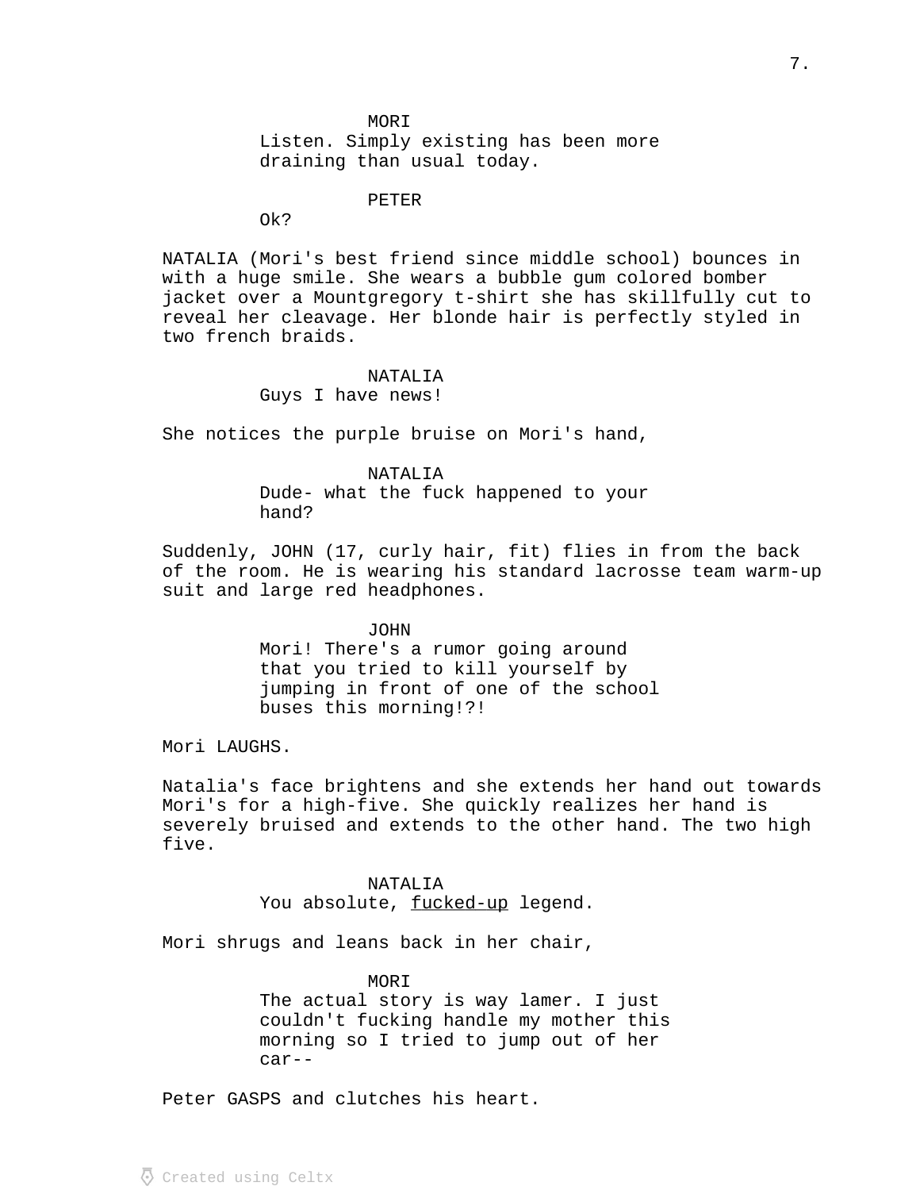MORI
Listen. Simply existing has been more draining than usual today.

PETER
Ok?

NATALIA (Mori's best friend since middle school) bounces in with a huge smile. She wears a bubble gum colored bomber jacket over a Mountgregory t-shirt she has skillfully cut to reveal her cleavage. Her blonde hair is perfectly styled in two french braids.

NATALIA
Guys I have news!

She notices the purple bruise on Mori's hand,

NATALIA
Dude- what the fuck happened to your hand?

Suddenly, JOHN (17, curly hair, fit) flies in from the back of the room. He is wearing his standard lacrosse team warm-up suit and large red headphones.

JOHN
Mori! There's a rumor going around that you tried to kill yourself by jumping in front of one of the school buses this morning!?!

Mori LAUGHS.

Natalia's face brightens and she extends her hand out towards Mori's for a high-five. She quickly realizes her hand is severely bruised and extends to the other hand. The two high five.

NATALIA
You absolute, <u>fucked-up</u> legend.

Mori shrugs and leans back in her chair,

MORI
The actual story is way lamer. I just couldn't fucking handle my mother this morning so I tried to jump out of her car--

Peter GASPS and clutches his heart.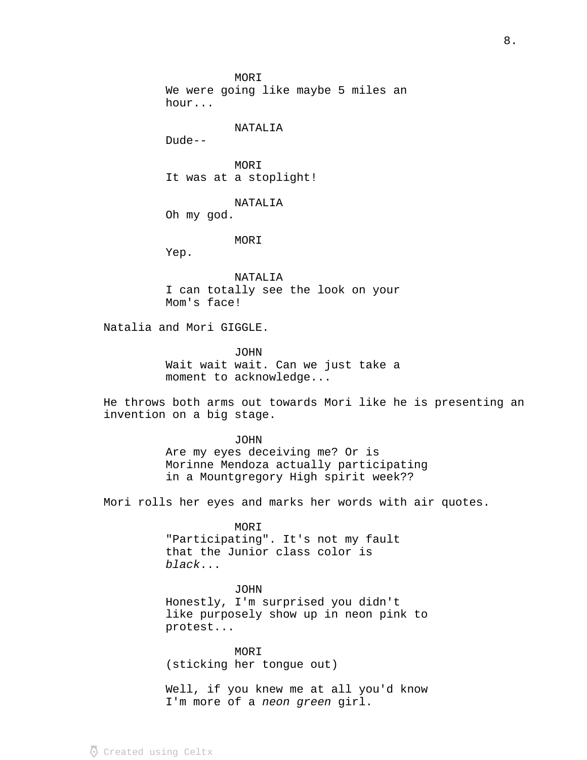MORI
We were going like maybe 5 miles an hour...

NATALIA
Dude--

MORI
It was at a stoplight!

NATALIA
Oh my god.

MORI
Yep.

NATALIA
I can totally see the look on your Mom's face!

Natalia and Mori GIGGLE.

JOHN
Wait wait wait. Can we just take a moment to acknowledge...

He throws both arms out towards Mori like he is presenting an invention on a big stage.

JOHN
Are my eyes deceiving me? Or is Morinne Mendoza actually participating in a Mountgregory High spirit week??

Mori rolls her eyes and marks her words with air quotes.

MORI
"Participating". It's not my fault that the Junior class color is *black*...

JOHN
Honestly, I'm surprised you didn't like purposely show up in neon pink to protest...

MORI
(sticking her tongue out)

Well, if you knew me at all you'd know I'm more of a *neon green* girl.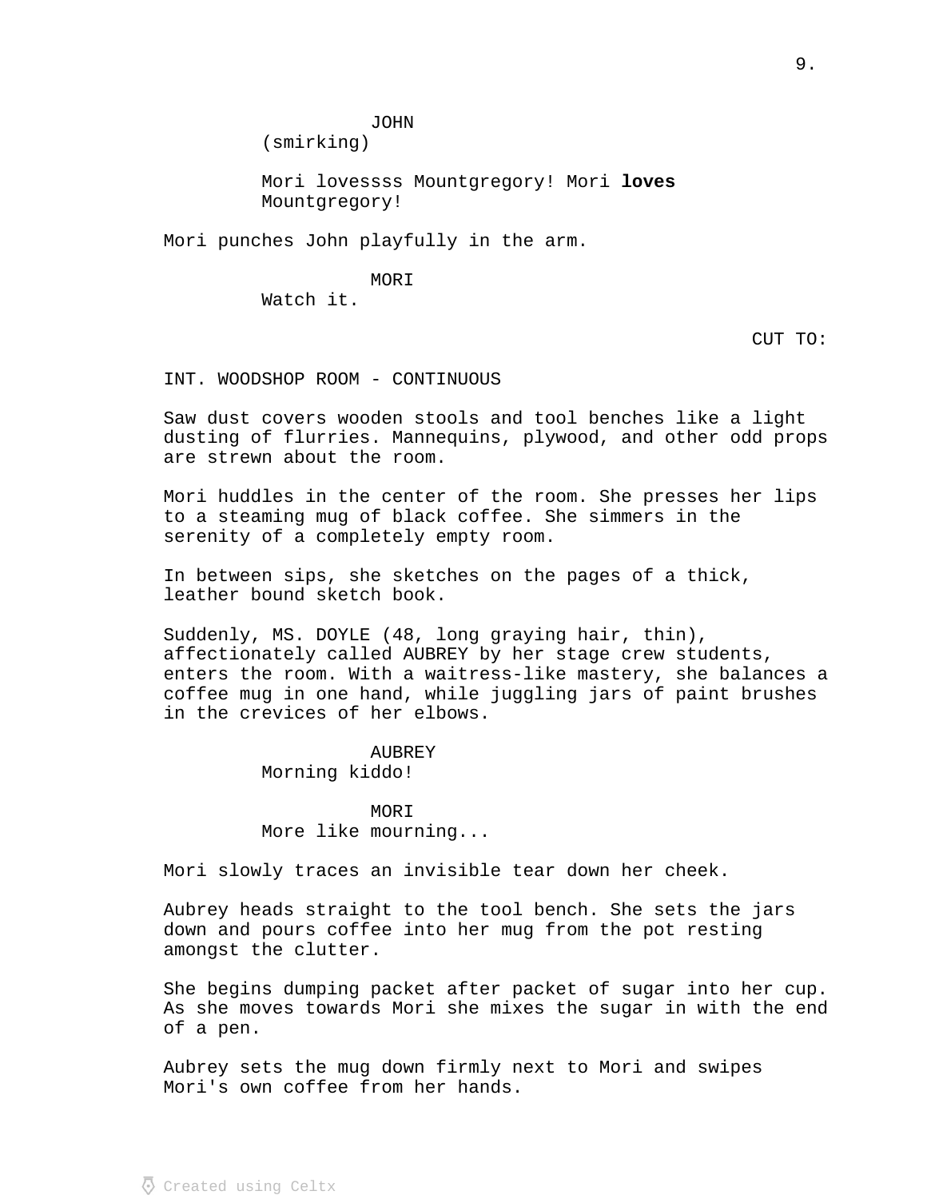JOHN
(smirking)

Mori lovessss Mountgregory! Mori **loves** Mountgregory!

Mori punches John playfully in the arm.

MORI
Watch it.

CUT TO:

INT. WOODSHOP ROOM - CONTINUOUS

Saw dust covers wooden stools and tool benches like a light dusting of flurries. Mannequins, plywood, and other odd props are strewn about the room.

Mori huddles in the center of the room. She presses her lips to a steaming mug of black coffee. She simmers in the serenity of a completely empty room.

In between sips, she sketches on the pages of a thick, leather bound sketch book.

Suddenly, MS. DOYLE (48, long graying hair, thin), affectionately called AUBREY by her stage crew students, enters the room. With a waitress-like mastery, she balances a coffee mug in one hand, while juggling jars of paint brushes in the crevices of her elbows.

AUBREY
Morning kiddo!

MORI
More like mourning...

Mori slowly traces an invisible tear down her cheek.

Aubrey heads straight to the tool bench. She sets the jars down and pours coffee into her mug from the pot resting amongst the clutter.

She begins dumping packet after packet of sugar into her cup. As she moves towards Mori she mixes the sugar in with the end of a pen.

Aubrey sets the mug down firmly next to Mori and swipes Mori's own coffee from her hands.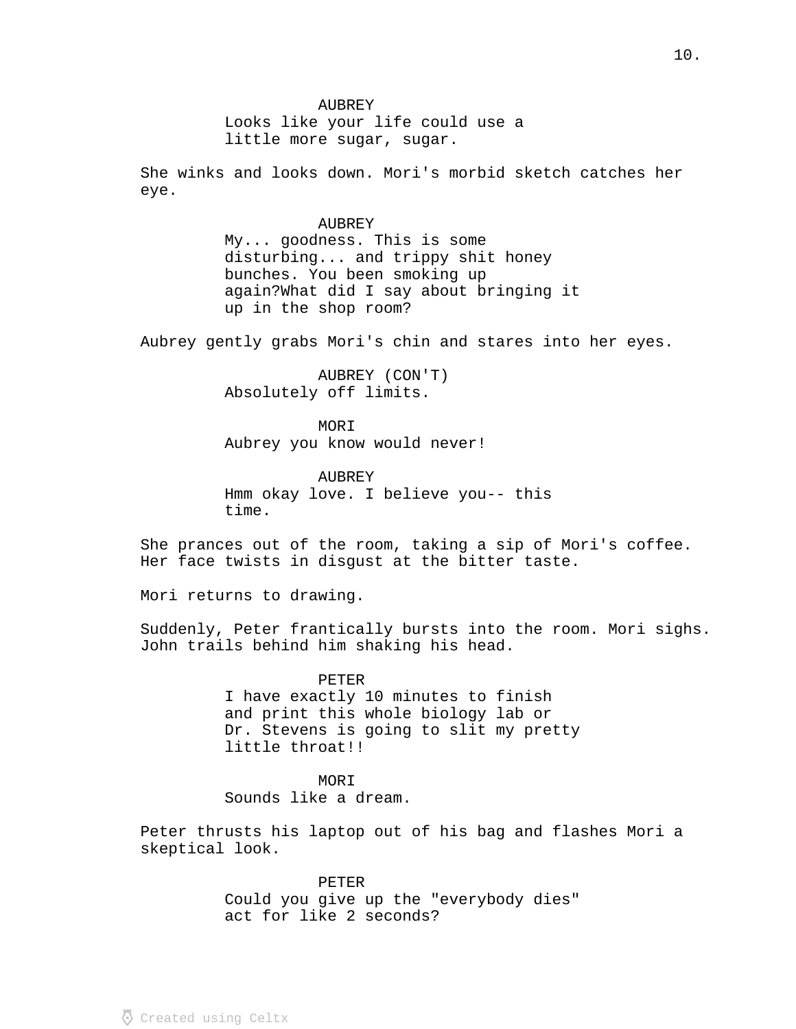AUBREY
Looks like your life could use a little more sugar, sugar.

She winks and looks down. Mori's morbid sketch catches her eye.

AUBREY
My... goodness. This is some disturbing... and trippy shit honey bunches. You been smoking up again?What did I say about bringing it up in the shop room?

Aubrey gently grabs Mori's chin and stares into her eyes.

AUBREY (CON'T)
Absolutely off limits.

MORI
Aubrey you know would never!

AUBREY
Hmm okay love. I believe you-- this time.

She prances out of the room, taking a sip of Mori's coffee. Her face twists in disgust at the bitter taste.

Mori returns to drawing.

Suddenly, Peter frantically bursts into the room. Mori sighs. John trails behind him shaking his head.

PETER
I have exactly 10 minutes to finish and print this whole biology lab or Dr. Stevens is going to slit my pretty little throat!!

MORI
Sounds like a dream.

Peter thrusts his laptop out of his bag and flashes Mori a skeptical look.

PETER
Could you give up the "everybody dies" act for like 2 seconds?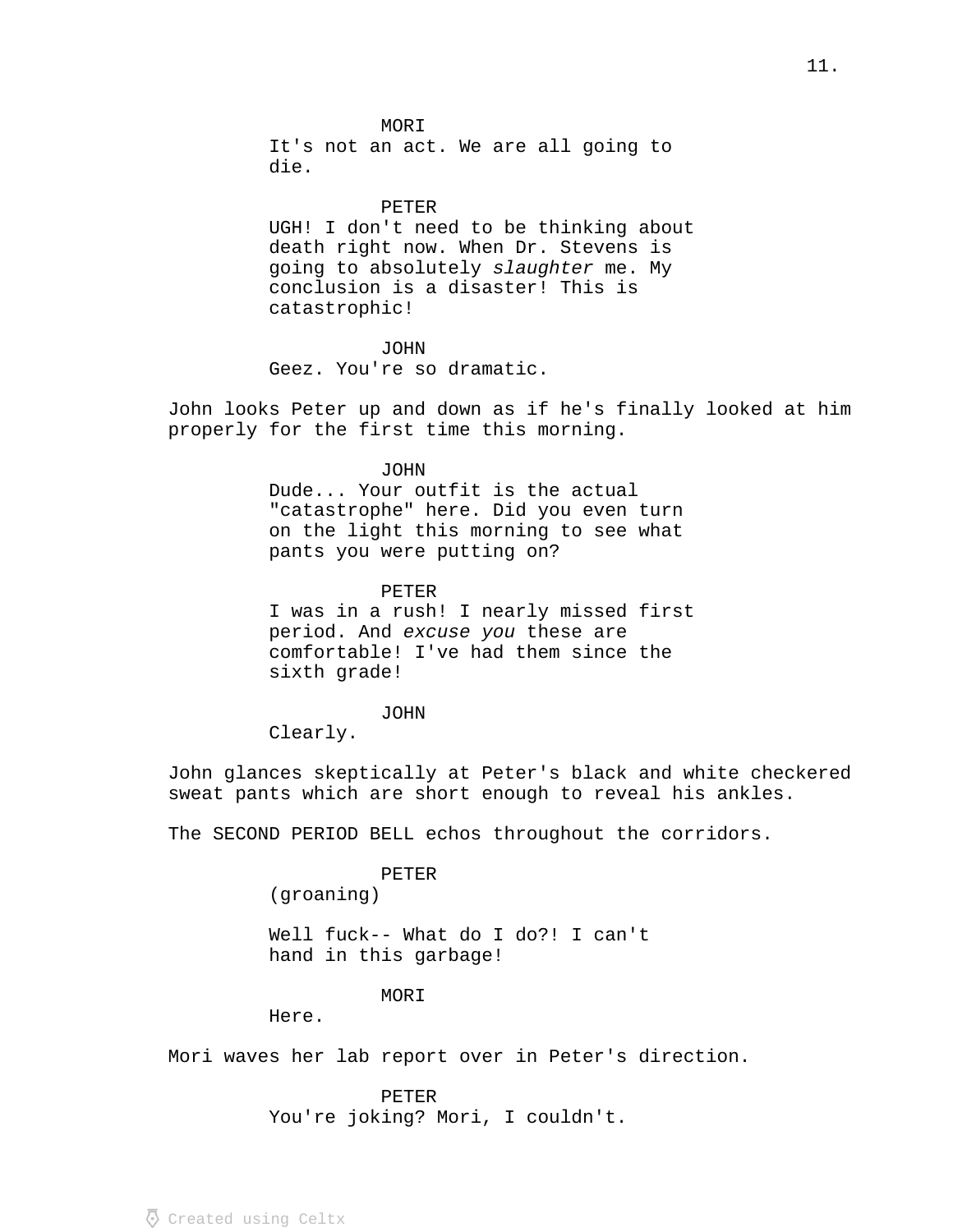MORI
It's not an act. We are all going to die.

PETER
UGH! I don't need to be thinking about death right now. When Dr. Stevens is going to absolutely *slaughter* me. My conclusion is a disaster! This is catastrophic!

JOHN
Geez. You're so dramatic.

John looks Peter up and down as if he's finally looked at him properly for the first time this morning.

JOHN
Dude... Your outfit is the actual "catastrophe" here. Did you even turn on the light this morning to see what pants you were putting on?

PETER
I was in a rush! I nearly missed first period. And *excuse you* these are comfortable! I've had them since the sixth grade!

JOHN
Clearly.

John glances skeptically at Peter's black and white checkered sweat pants which are short enough to reveal his ankles.

The SECOND PERIOD BELL echos throughout the corridors.

PETER
(groaning)

Well fuck-- What do I do?! I can't hand in this garbage!

MORI
Here.

Mori waves her lab report over in Peter's direction.

PETER
You're joking? Mori, I couldn't.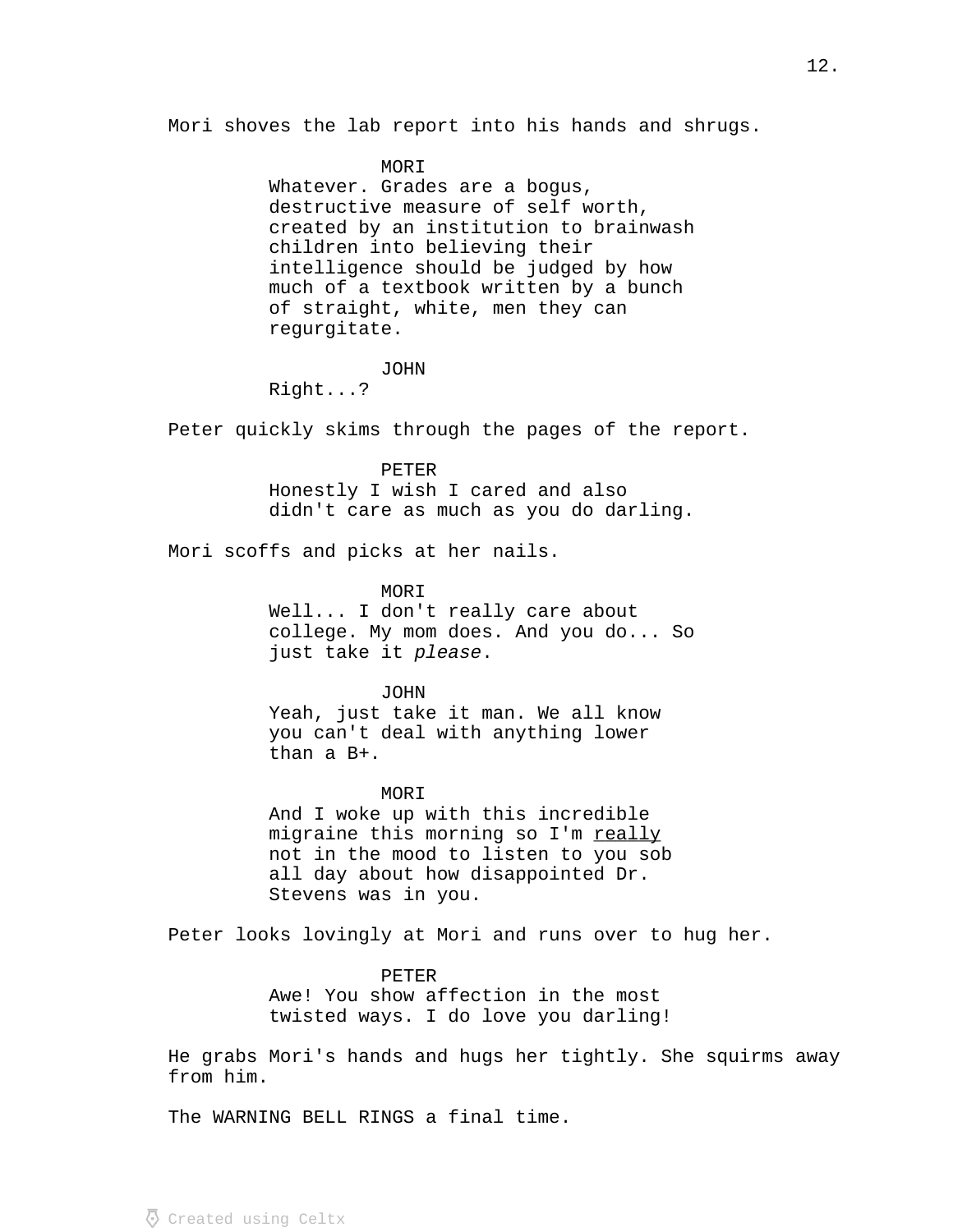Mori shoves the lab report into his hands and shrugs.

MORI
Whatever. Grades are a bogus, destructive measure of self worth, created by an institution to brainwash children into believing their intelligence should be judged by how much of a textbook written by a bunch of straight, white, men they can regurgitate.

JOHN
Right...?

Peter quickly skims through the pages of the report.

PETER
Honestly I wish I cared and also didn't care as much as you do darling.

Mori scoffs and picks at her nails.

MORI
Well... I don't really care about college. My mom does. And you do... So just take it *please*.

JOHN
Yeah, just take it man. We all know you can't deal with anything lower than a B+.

MORI
And I woke up with this incredible migraine this morning so I'm <u>really</u> not in the mood to listen to you sob all day about how disappointed Dr. Stevens was in you.

Peter looks lovingly at Mori and runs over to hug her.

PETER
Awe! You show affection in the most twisted ways. I do love you darling!

He grabs Mori's hands and hugs her tightly. She squirms away from him.

The WARNING BELL RINGS a final time.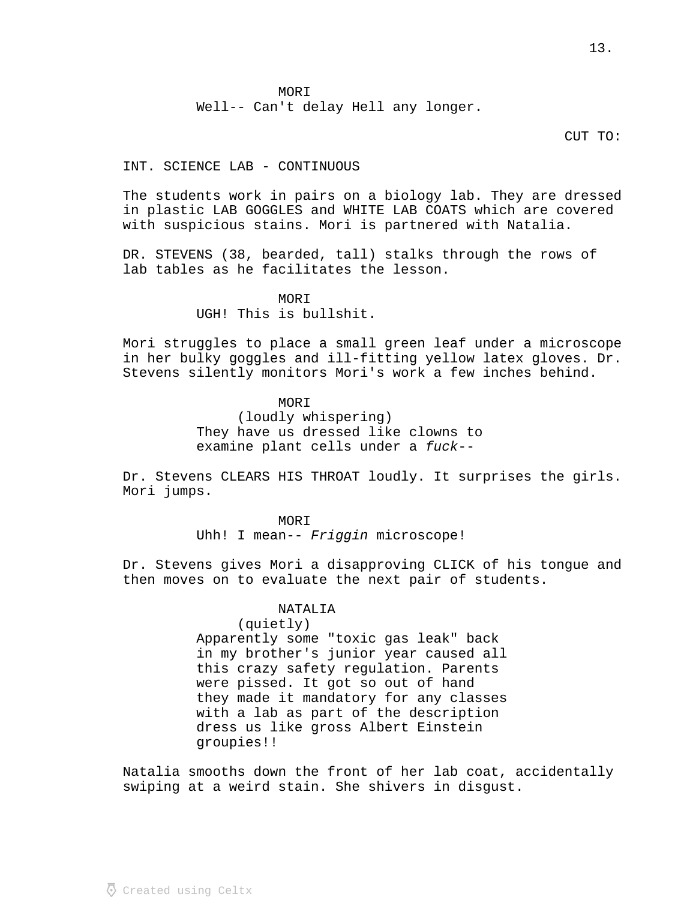MORI
Well-- Can't delay Hell any longer.

CUT TO:

INT. SCIENCE LAB - CONTINUOUS

The students work in pairs on a biology lab. They are dressed in plastic LAB GOGGLES and WHITE LAB COATS which are covered with suspicious stains. Mori is partnered with Natalia.

DR. STEVENS (38, bearded, tall) stalks through the rows of lab tables as he facilitates the lesson.

MORI
UGH! This is bullshit.

Mori struggles to place a small green leaf under a microscope in her bulky goggles and ill-fitting yellow latex gloves. Dr. Stevens silently monitors Mori's work a few inches behind.

MORI
(loudly whispering)
They have us dressed like clowns to examine plant cells under a *fuck*--

Dr. Stevens CLEARS HIS THROAT loudly. It surprises the girls. Mori jumps.

MORI
Uhh! I mean-- *Friggin* microscope!

Dr. Stevens gives Mori a disapproving CLICK of his tongue and then moves on to evaluate the next pair of students.

NATALIA
(quietly)
Apparently some "toxic gas leak" back in my brother's junior year caused all this crazy safety regulation. Parents were pissed. It got so out of hand they made it mandatory for any classes with a lab as part of the description dress us like gross Albert Einstein groupies!!

Natalia smooths down the front of her lab coat, accidentally swiping at a weird stain. She shivers in disgust.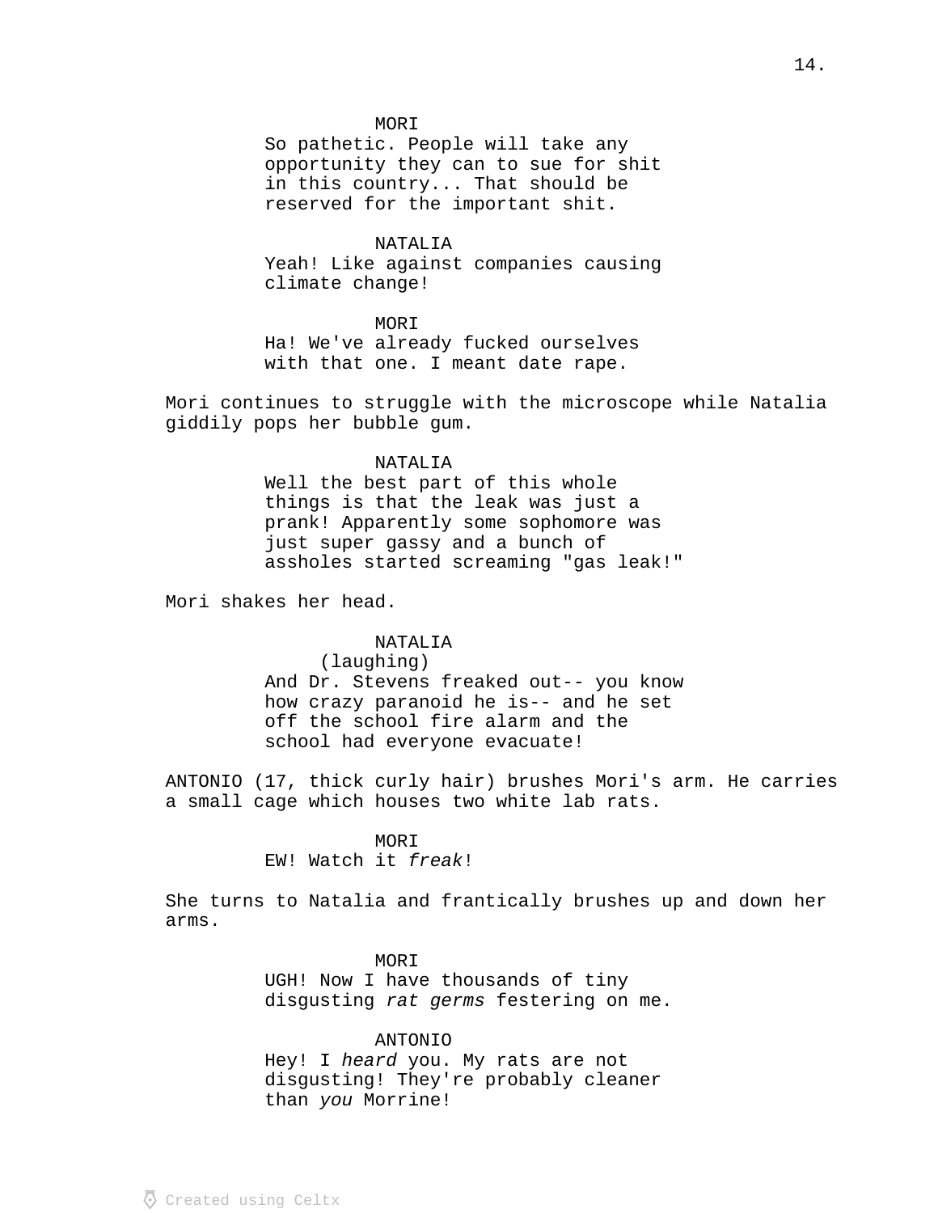MORI
So pathetic. People will take any opportunity they can to sue for shit in this country... That should be reserved for the important shit.

NATALIA
Yeah! Like against companies causing climate change!

MORI
Ha! We've already fucked ourselves with that one. I meant date rape.

Mori continues to struggle with the microscope while Natalia giddily pops her bubble gum.

NATALIA
Well the best part of this whole things is that the leak was just a prank! Apparently some sophomore was just super gassy and a bunch of assholes started screaming "gas leak!"

Mori shakes her head.

NATALIA
(laughing)
And Dr. Stevens freaked out-- you know how crazy paranoid he is-- and he set off the school fire alarm and the school had everyone evacuate!

ANTONIO (17, thick curly hair) brushes Mori's arm. He carries a small cage which houses two white lab rats.

MORI
EW! Watch it *freak*!

She turns to Natalia and frantically brushes up and down her arms.

MORI
UGH! Now I have thousands of tiny disgusting *rat germs* festering on me.

ANTONIO
Hey! I *heard* you. My rats are not disgusting! They're probably cleaner than *you* Morrine!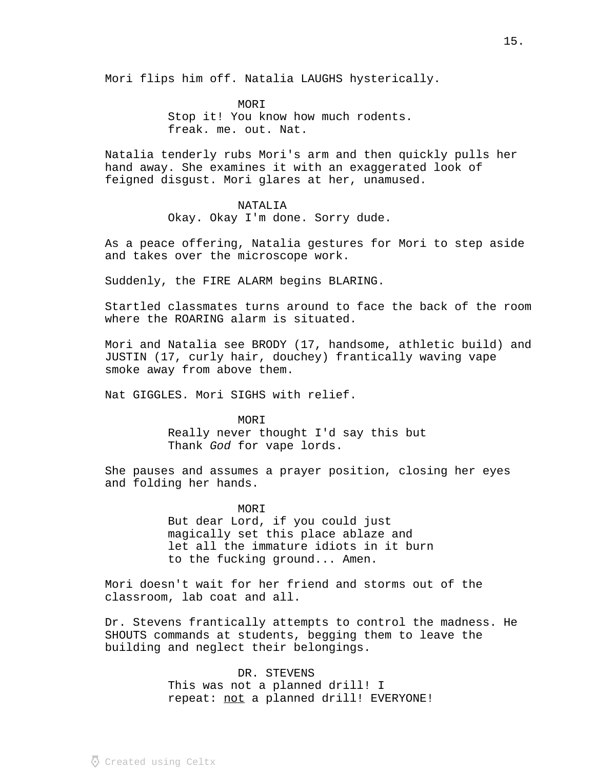Mori flips him off. Natalia LAUGHS hysterically.

MORI
Stop it! You know how much rodents. freak. me. out. Nat.

Natalia tenderly rubs Mori's arm and then quickly pulls her hand away. She examines it with an exaggerated look of feigned disgust. Mori glares at her, unamused.

NATALIA
Okay. Okay I'm done. Sorry dude.

As a peace offering, Natalia gestures for Mori to step aside and takes over the microscope work.

Suddenly, the FIRE ALARM begins BLARING.

Startled classmates turns around to face the back of the room where the ROARING alarm is situated.

Mori and Natalia see BRODY (17, handsome, athletic build) and JUSTIN (17, curly hair, douchey) frantically waving vape smoke away from above them.

Nat GIGGLES. Mori SIGHS with relief.

MORI
Really never thought I'd say this but Thank *God* for vape lords.

She pauses and assumes a prayer position, closing her eyes and folding her hands.

MORI
But dear Lord, if you could just magically set this place ablaze and let all the immature idiots in it burn to the fucking ground... Amen.

Mori doesn't wait for her friend and storms out of the classroom, lab coat and all.

Dr. Stevens frantically attempts to control the madness. He SHOUTS commands at students, begging them to leave the building and neglect their belongings.

DR. STEVENS
This was not a planned drill! I repeat: <u>not</u> a planned drill! EVERYONE!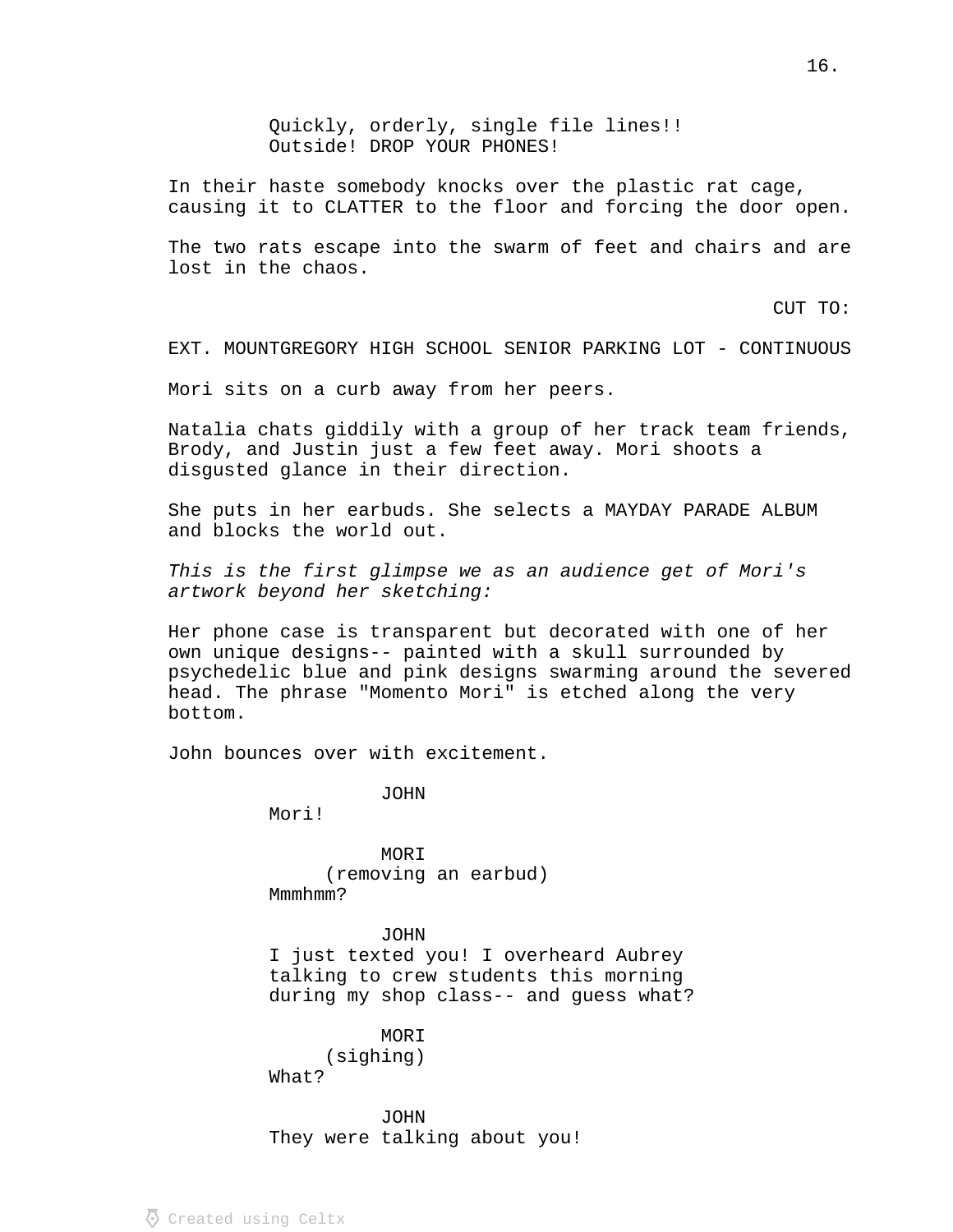Quickly, orderly, single file lines!!
Outside! DROP YOUR PHONES!

In their haste somebody knocks over the plastic rat cage, causing it to CLATTER to the floor and forcing the door open.

The two rats escape into the swarm of feet and chairs and are lost in the chaos.

CUT TO:

EXT. MOUNTGREGORY HIGH SCHOOL SENIOR PARKING LOT - CONTINUOUS

Mori sits on a curb away from her peers.

Natalia chats giddily with a group of her track team friends, Brody, and Justin just a few feet away. Mori shoots a disgusted glance in their direction.

She puts in her earbuds. She selects a MAYDAY PARADE ALBUM and blocks the world out.

*This is the first glimpse we as an audience get of Mori's artwork beyond her sketching:*

Her phone case is transparent but decorated with one of her own unique designs-- painted with a skull surrounded by psychedelic blue and pink designs swarming around the severed head. The phrase "Momento Mori" is etched along the very bottom.

John bounces over with excitement.

JOHN
Mori!

MORI
(removing an earbud)
Mmmhmm?

JOHN
I just texted you! I overheard Aubrey talking to crew students this morning during my shop class-- and guess what?

MORI
(sighing)
What?

JOHN
They were talking about you!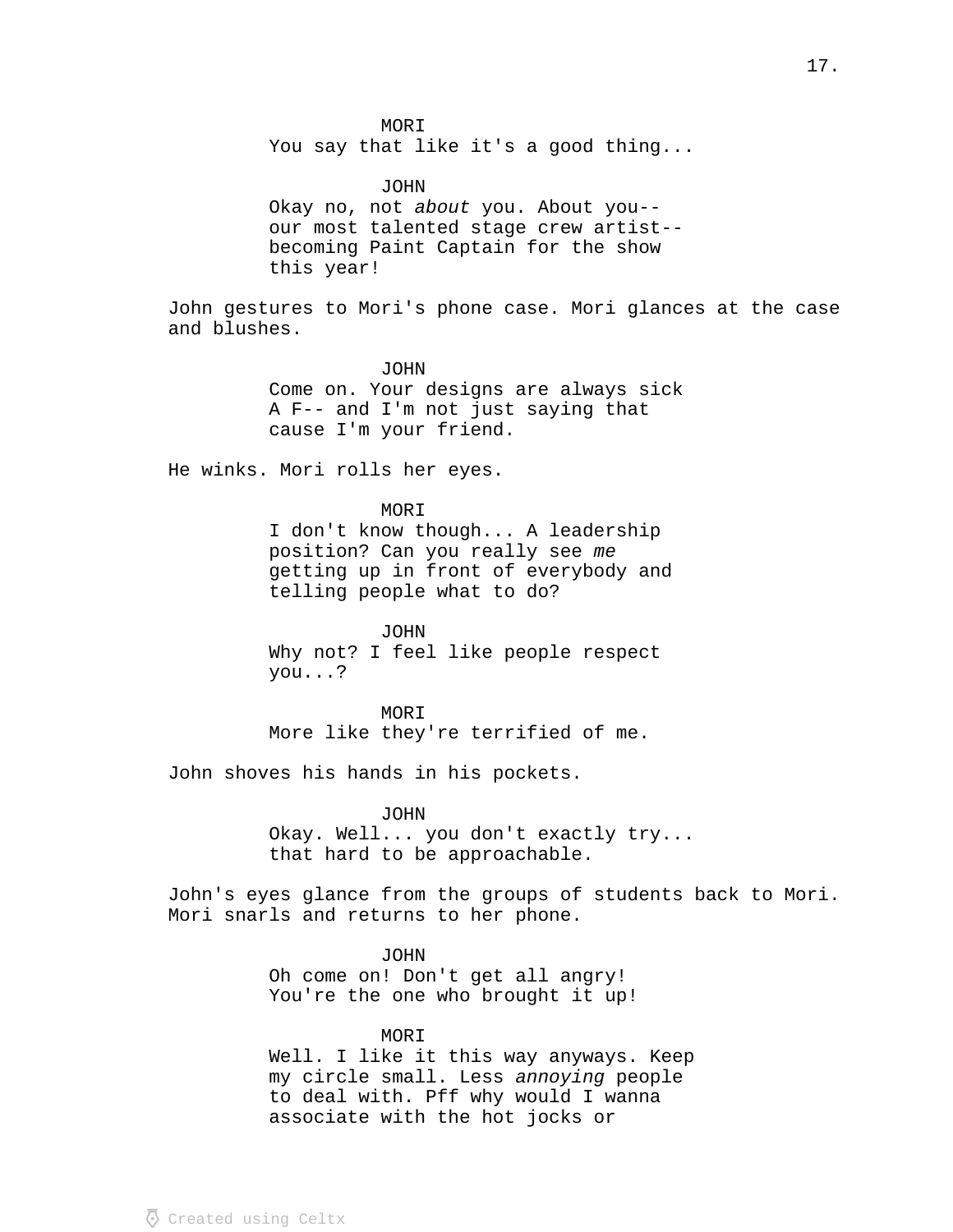MORI
You say that like it's a good thing...

JOHN
Okay no, not *about* you. About you--
our most talented stage crew artist--
becoming Paint Captain for the show
this year!

John gestures to Mori's phone case. Mori glances at the case and blushes.

JOHN
Come on. Your designs are always sick
A F-- and I'm not just saying that
cause I'm your friend.

He winks. Mori rolls her eyes.

MORI
I don't know though... A leadership
position? Can you really see *me*
getting up in front of everybody and
telling people what to do?

JOHN
Why not? I feel like people respect
you...?

MORI
More like they're terrified of me.

John shoves his hands in his pockets.

JOHN
Okay. Well... you don't exactly try...
that hard to be approachable.

John's eyes glance from the groups of students back to Mori. Mori snarls and returns to her phone.

JOHN
Oh come on! Don't get all angry!
You're the one who brought it up!

MORI
Well. I like it this way anyways. Keep
my circle small. Less *annoying* people
to deal with. Pff why would I wanna
associate with the hot jocks or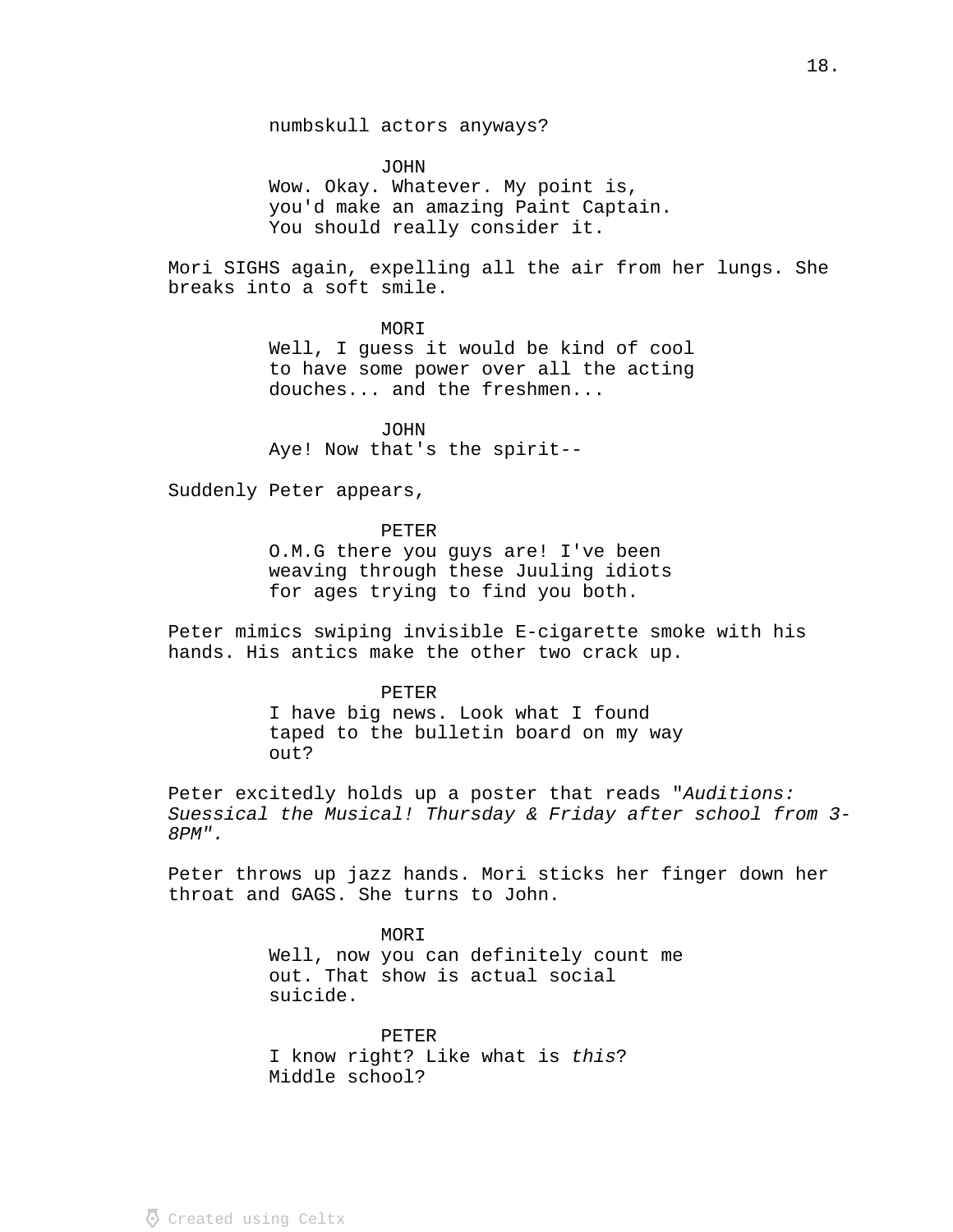numbskull actors anyways?

JOHN
Wow. Okay. Whatever. My point is, you'd make an amazing Paint Captain. You should really consider it.

Mori SIGHS again, expelling all the air from her lungs. She breaks into a soft smile.

MORI
Well, I guess it would be kind of cool to have some power over all the acting douches... and the freshmen...

JOHN
Aye! Now that's the spirit--

Suddenly Peter appears,

PETER
O.M.G there you guys are! I've been weaving through these Juuling idiots for ages trying to find you both.

Peter mimics swiping invisible E-cigarette smoke with his hands. His antics make the other two crack up.

PETER
I have big news. Look what I found taped to the bulletin board on my way out?

Peter excitedly holds up a poster that reads "*Auditions: Suessical the Musical! Thursday & Friday after school from 3-8PM".*

Peter throws up jazz hands. Mori sticks her finger down her throat and GAGS. She turns to John.

MORI
Well, now you can definitely count me out. That show is actual social suicide.

PETER
I know right? Like what is *this*? Middle school?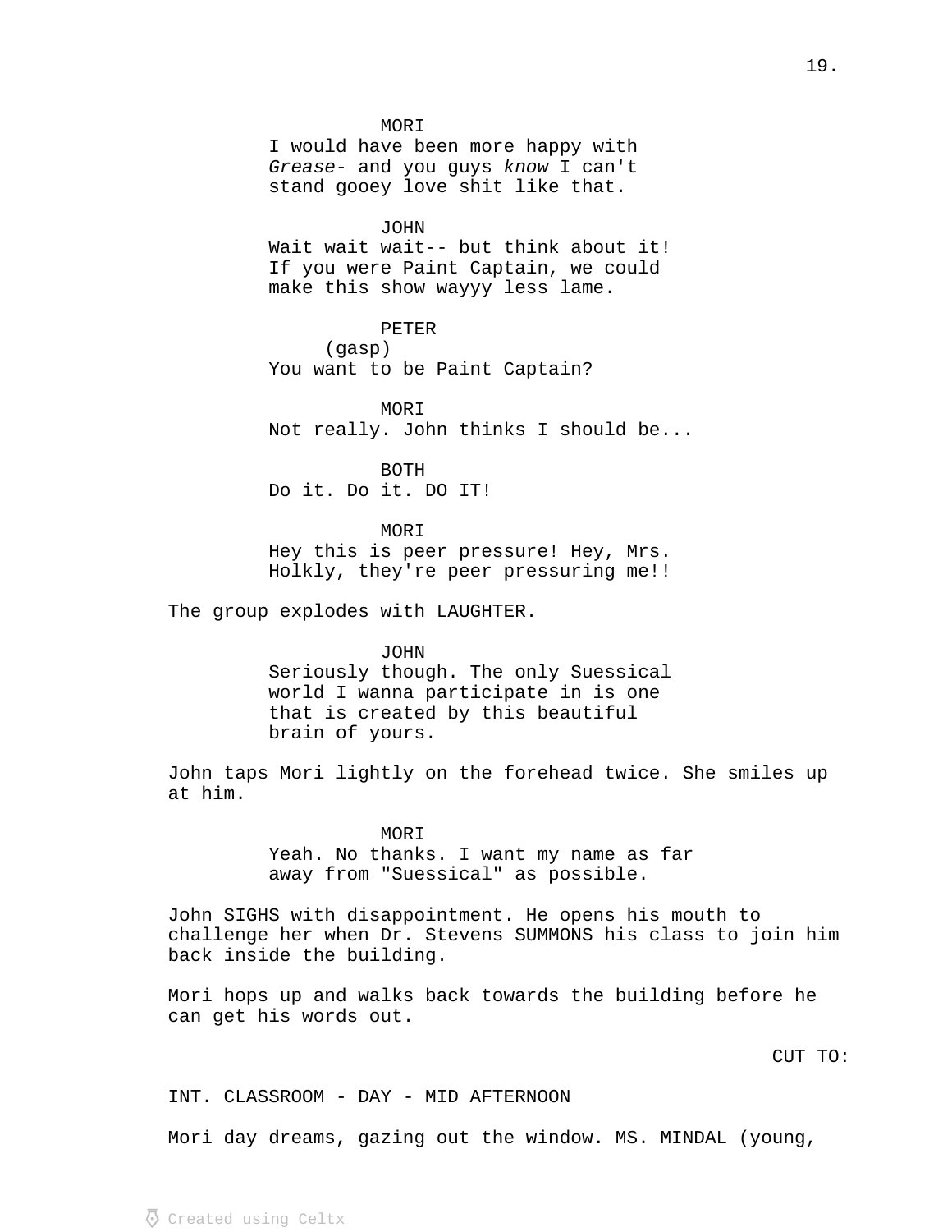MORI

I would have been more happy with *Grease*- and you guys *know* I can't stand gooey love shit like that.

JOHN

Wait wait wait-- but think about it! If you were Paint Captain, we could make this show wayyy less lame.

PETER

(gasp)

You want to be Paint Captain?

MORI

Not really. John thinks I should be...

BOTH

Do it. Do it. DO IT!

MORI

Hey this is peer pressure! Hey, Mrs. Holkly, they're peer pressuring me!!

The group explodes with LAUGHTER.

JOHN

Seriously though. The only Suessical world I wanna participate in is one that is created by this beautiful brain of yours.

John taps Mori lightly on the forehead twice. She smiles up at him.

MORI

Yeah. No thanks. I want my name as far away from "Suessical" as possible.

John SIGHS with disappointment. He opens his mouth to challenge her when Dr. Stevens SUMMONS his class to join him back inside the building.

Mori hops up and walks back towards the building before he can get his words out.

CUT TO:

INT. CLASSROOM - DAY - MID AFTERNOON

Mori day dreams, gazing out the window. MS. MINDAL (young,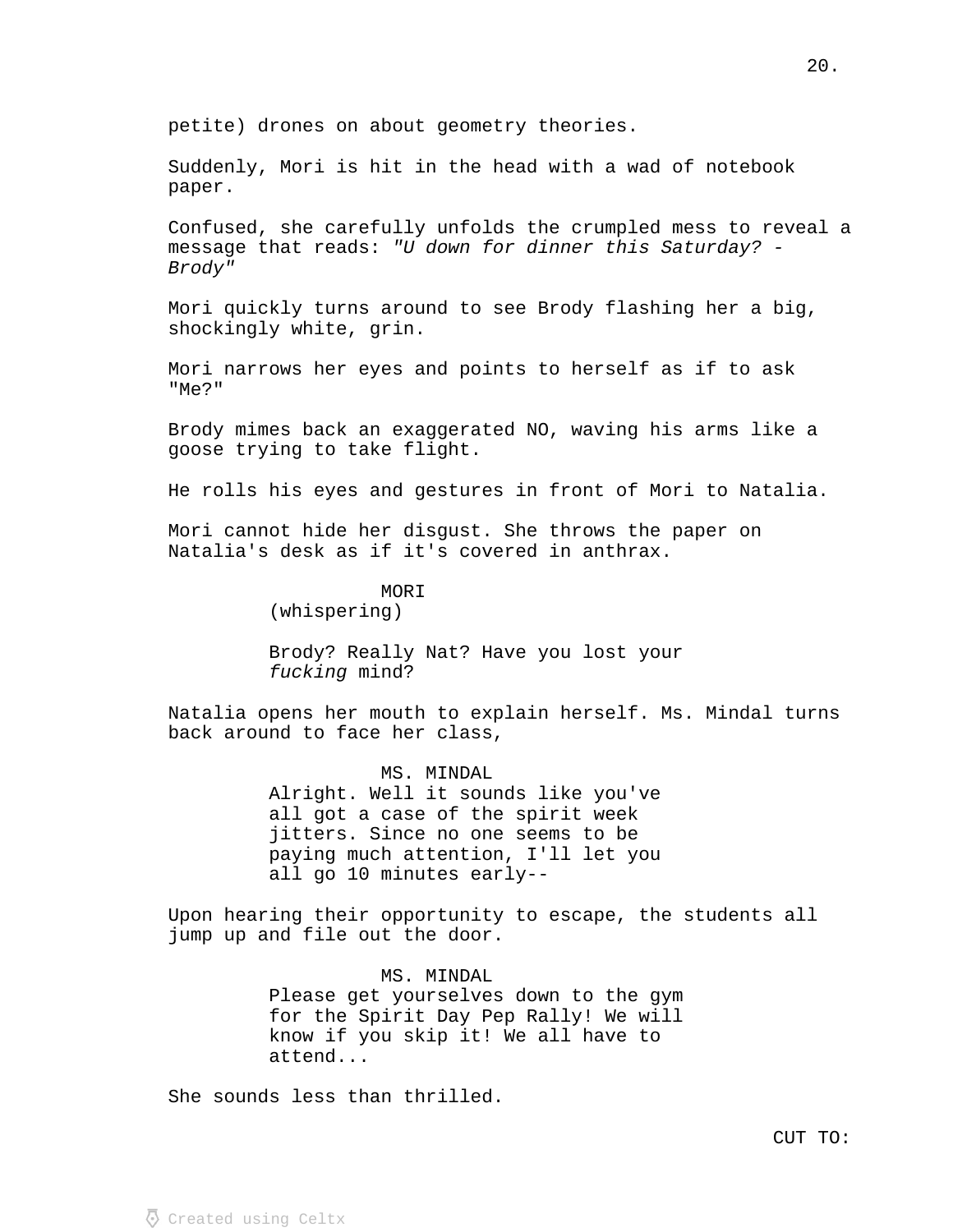petite) drones on about geometry theories.

Suddenly, Mori is hit in the head with a wad of notebook paper.

Confused, she carefully unfolds the crumpled mess to reveal a message that reads: *"U down for dinner this Saturday? -Brody"*

Mori quickly turns around to see Brody flashing her a big, shockingly white, grin.

Mori narrows her eyes and points to herself as if to ask "Me?"

Brody mimes back an exaggerated NO, waving his arms like a goose trying to take flight.

He rolls his eyes and gestures in front of Mori to Natalia.

Mori cannot hide her disgust. She throws the paper on Natalia's desk as if it's covered in anthrax.

MORI
(whispering)

Brody? Really Nat? Have you lost your *fucking* mind?

Natalia opens her mouth to explain herself. Ms. Mindal turns back around to face her class,

MS. MINDAL
Alright. Well it sounds like you've all got a case of the spirit week jitters. Since no one seems to be paying much attention, I'll let you all go 10 minutes early--

Upon hearing their opportunity to escape, the students all jump up and file out the door.

MS. MINDAL
Please get yourselves down to the gym for the Spirit Day Pep Rally! We will know if you skip it! We all have to attend...

She sounds less than thrilled.

CUT TO: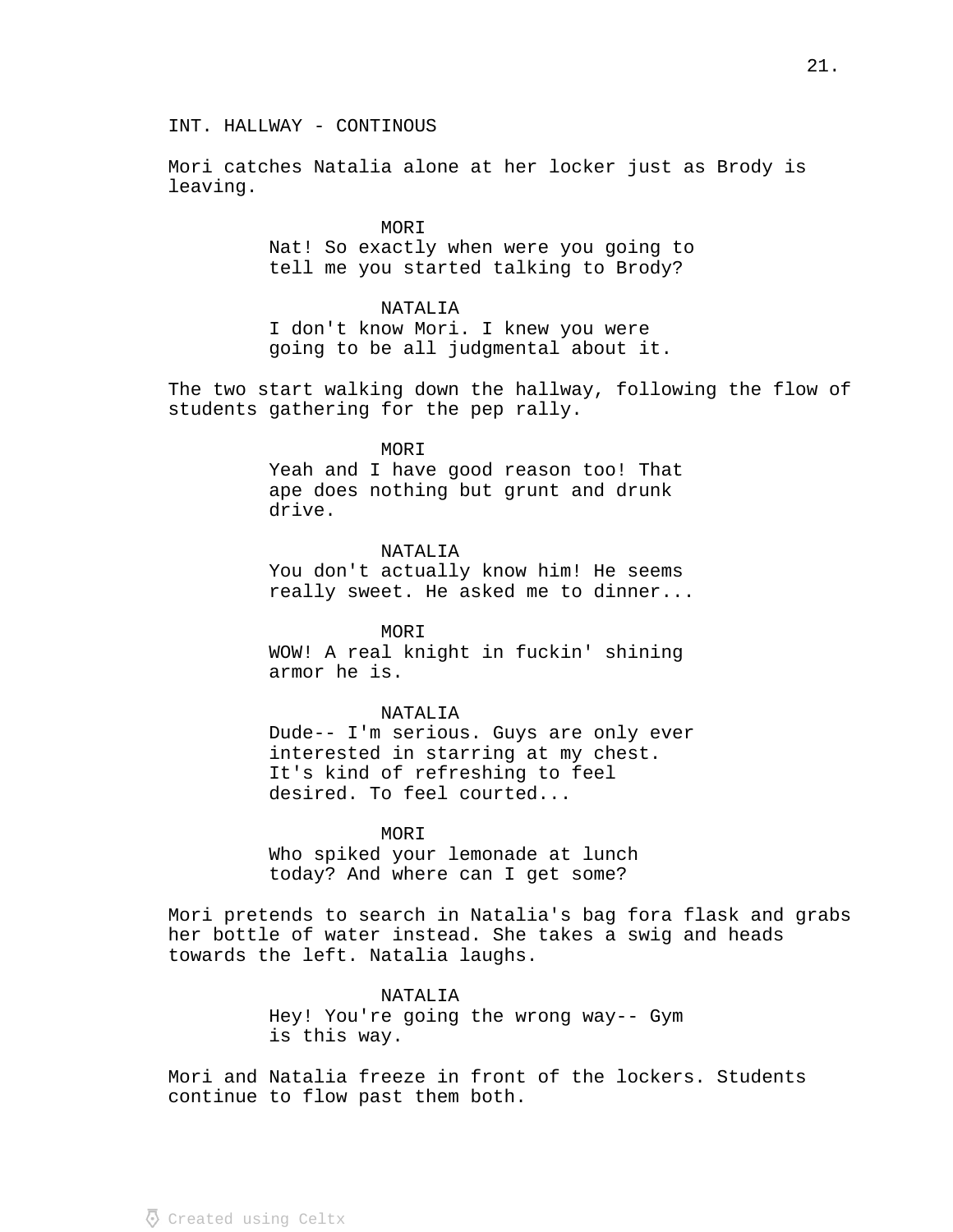INT. HALLWAY - CONTINOUS

Mori catches Natalia alone at her locker just as Brody is leaving.

MORI
Nat! So exactly when were you going to tell me you started talking to Brody?

NATALIA
I don't know Mori. I knew you were going to be all judgmental about it.

The two start walking down the hallway, following the flow of students gathering for the pep rally.

MORI
Yeah and I have good reason too! That ape does nothing but grunt and drunk drive.

NATALIA
You don't actually know him! He seems really sweet. He asked me to dinner...

MORI
WOW! A real knight in fuckin' shining armor he is.

NATALIA
Dude-- I'm serious. Guys are only ever interested in starring at my chest. It's kind of refreshing to feel desired. To feel courted...

MORI
Who spiked your lemonade at lunch today? And where can I get some?

Mori pretends to search in Natalia's bag fora flask and grabs her bottle of water instead. She takes a swig and heads towards the left. Natalia laughs.

NATALIA
Hey! You're going the wrong way-- Gym is this way.

Mori and Natalia freeze in front of the lockers. Students continue to flow past them both.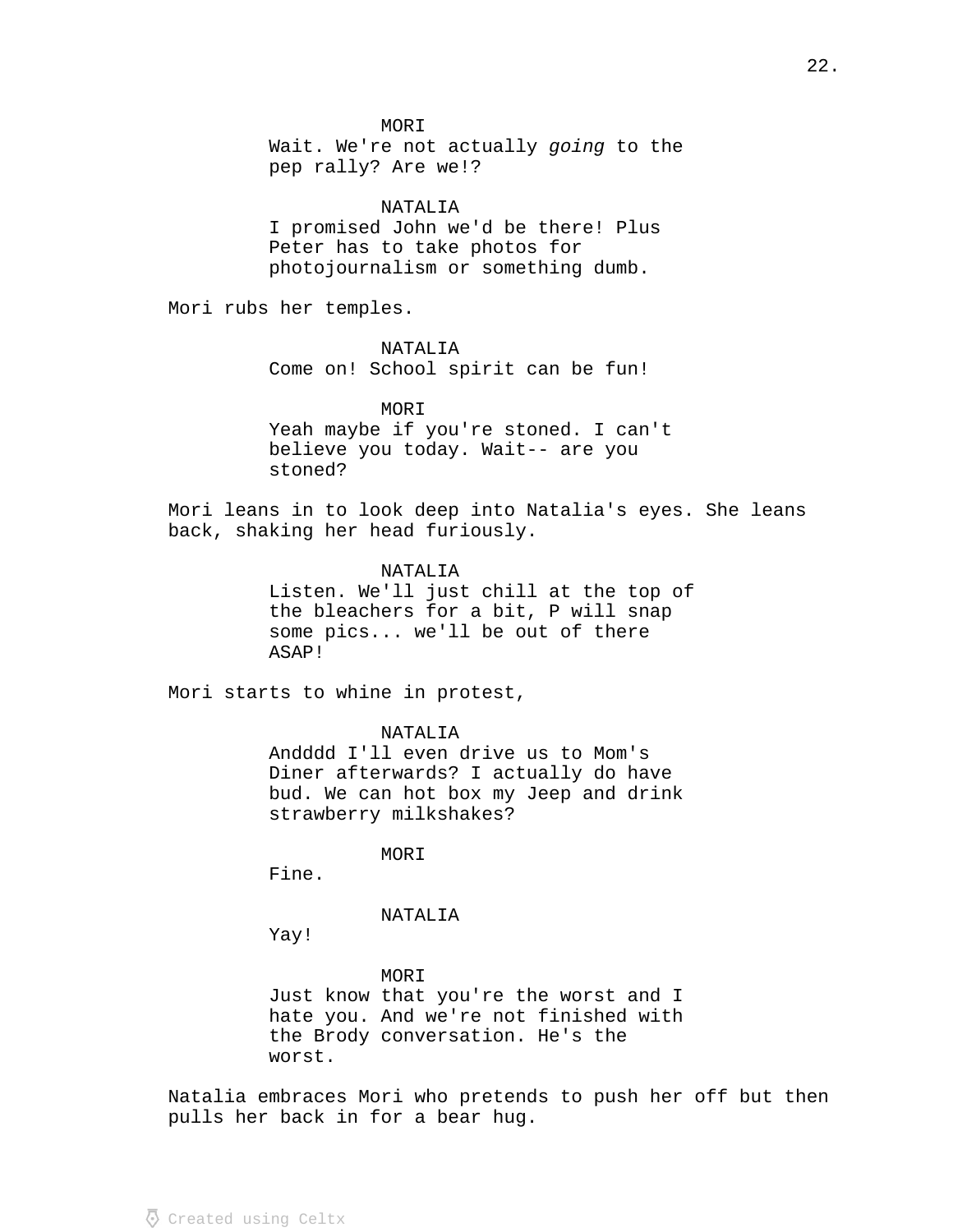MORI

Wait. We're not actually *going* to the pep rally? Are we!?

NATALIA

I promised John we'd be there! Plus Peter has to take photos for photojournalism or something dumb.

Mori rubs her temples.

NATALIA

Come on! School spirit can be fun!

MORI

Yeah maybe if you're stoned. I can't believe you today. Wait-- are you stoned?

Mori leans in to look deep into Natalia's eyes. She leans back, shaking her head furiously.

NATALIA

Listen. We'll just chill at the top of the bleachers for a bit, P will snap some pics... we'll be out of there ASAP!

Mori starts to whine in protest,

NATALIA

Andddd I'll even drive us to Mom's Diner afterwards? I actually do have bud. We can hot box my Jeep and drink strawberry milkshakes?

MORI

Fine.

NATALIA

Yay!

MORI

Just know that you're the worst and I hate you. And we're not finished with the Brody conversation. He's the worst.

Natalia embraces Mori who pretends to push her off but then pulls her back in for a bear hug.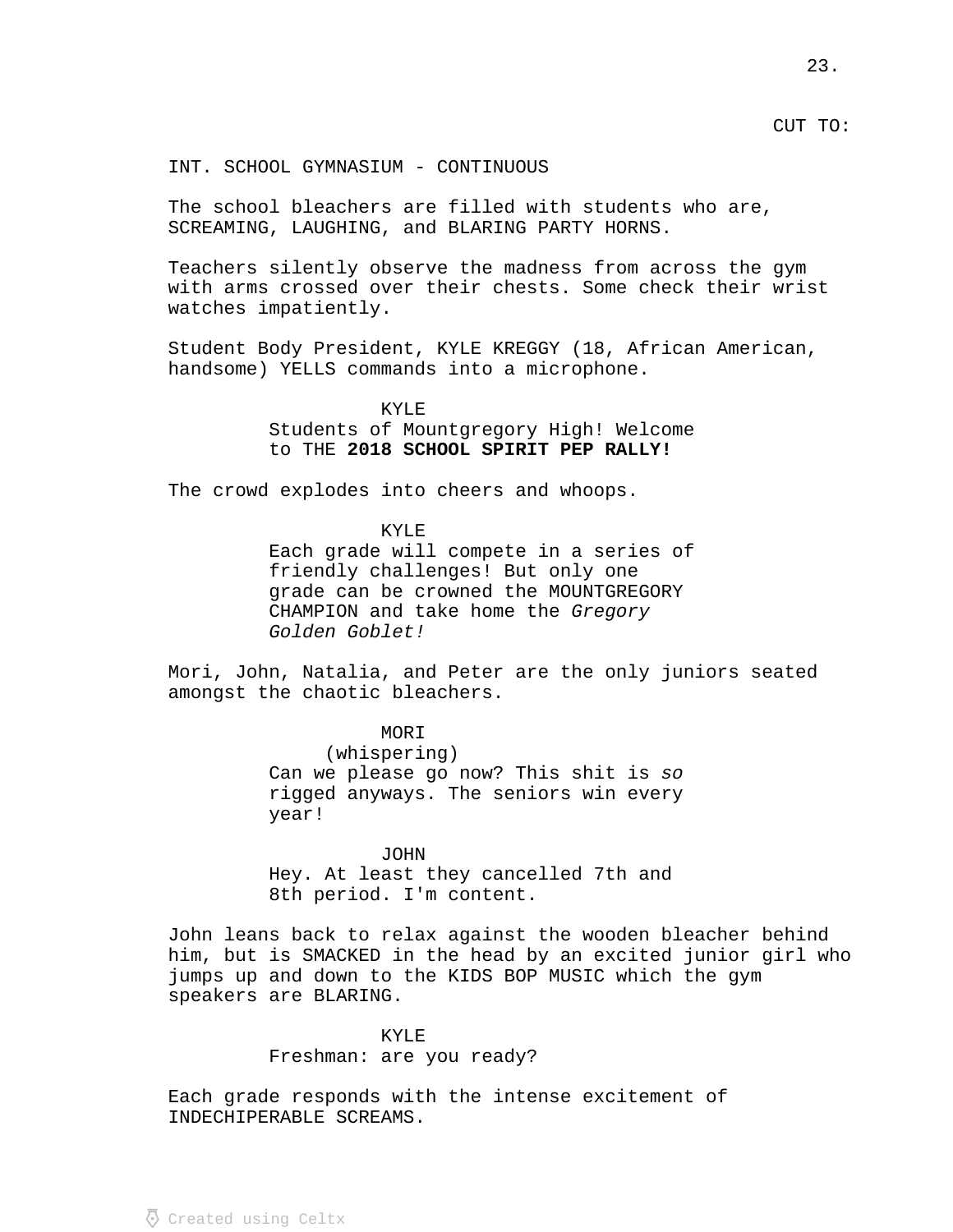CUT TO:

INT. SCHOOL GYMNASIUM - CONTINUOUS

The school bleachers are filled with students who are, SCREAMING, LAUGHING, and BLARING PARTY HORNS.

Teachers silently observe the madness from across the gym with arms crossed over their chests. Some check their wrist watches impatiently.

Student Body President, KYLE KREGGY (18, African American, handsome) YELLS commands into a microphone.

KYLE
Students of Mountgregory High! Welcome to THE **2018 SCHOOL SPIRIT PEP RALLY!**

The crowd explodes into cheers and whoops.

KYLE
Each grade will compete in a series of friendly challenges! But only one grade can be crowned the MOUNTGREGORY CHAMPION and take home the *Gregory Golden Goblet!*

Mori, John, Natalia, and Peter are the only juniors seated amongst the chaotic bleachers.

MORI
(whispering)
Can we please go now? This shit is *so* rigged anyways. The seniors win every year!

JOHN
Hey. At least they cancelled 7th and 8th period. I'm content.

John leans back to relax against the wooden bleacher behind him, but is SMACKED in the head by an excited junior girl who jumps up and down to the KIDS BOP MUSIC which the gym speakers are BLARING.

KYLE
Freshman: are you ready?

Each grade responds with the intense excitement of INDECHIPERABLE SCREAMS.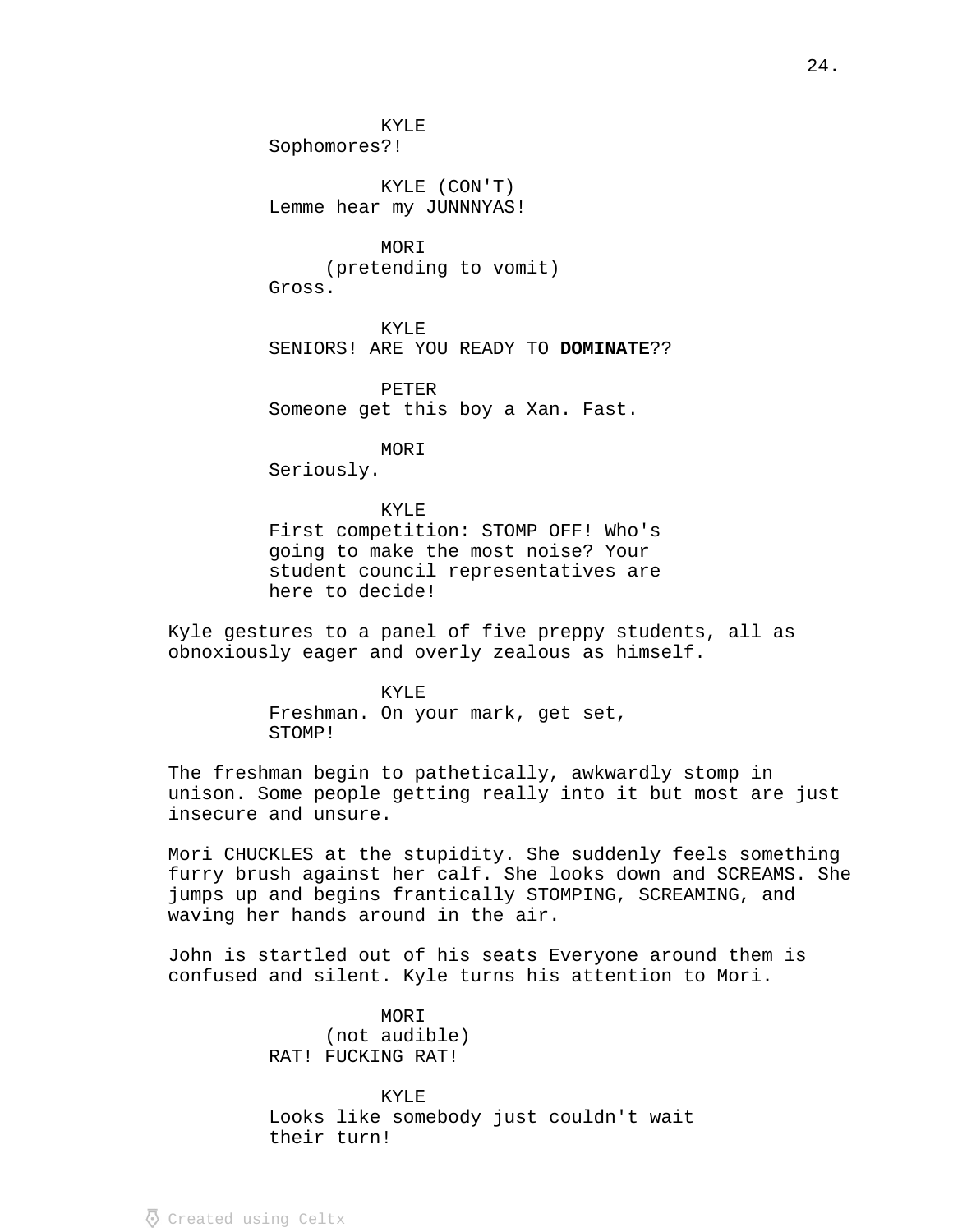KYLE
Sophomores?!

KYLE (CON'T)
Lemme hear my JUNNNYAS!

MORI
(pretending to vomit)
Gross.

KYLE
SENIORS! ARE YOU READY TO **DOMINATE**??

PETER
Someone get this boy a Xan. Fast.

MORI
Seriously.

KYLE
First competition: STOMP OFF! Who's going to make the most noise? Your student council representatives are here to decide!

Kyle gestures to a panel of five preppy students, all as obnoxiously eager and overly zealous as himself.

KYLE
Freshman. On your mark, get set, STOMP!

The freshman begin to pathetically, awkwardly stomp in unison. Some people getting really into it but most are just insecure and unsure.

Mori CHUCKLES at the stupidity. She suddenly feels something furry brush against her calf. She looks down and SCREAMS. She jumps up and begins frantically STOMPING, SCREAMING, and waving her hands around in the air.

John is startled out of his seats Everyone around them is confused and silent. Kyle turns his attention to Mori.

MORI
(not audible)
RAT! FUCKING RAT!

KYLE
Looks like somebody just couldn't wait their turn!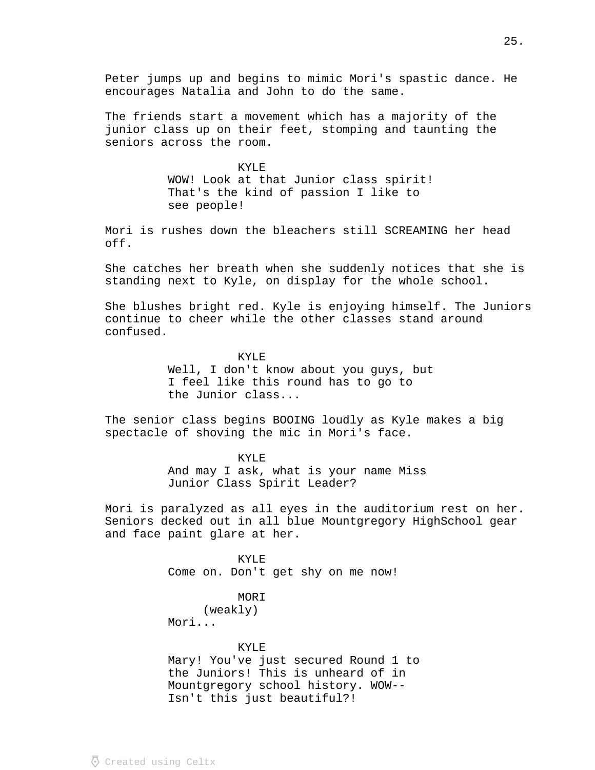Peter jumps up and begins to mimic Mori's spastic dance. He encourages Natalia and John to do the same.

The friends start a movement which has a majority of the junior class up on their feet, stomping and taunting the seniors across the room.

KYLE
WOW! Look at that Junior class spirit! That's the kind of passion I like to see people!

Mori is rushes down the bleachers still SCREAMING her head off.

She catches her breath when she suddenly notices that she is standing next to Kyle, on display for the whole school.

She blushes bright red. Kyle is enjoying himself. The Juniors continue to cheer while the other classes stand around confused.

KYLE
Well, I don't know about you guys, but I feel like this round has to go to the Junior class...

The senior class begins BOOING loudly as Kyle makes a big spectacle of shoving the mic in Mori's face.

KYLE
And may I ask, what is your name Miss Junior Class Spirit Leader?

Mori is paralyzed as all eyes in the auditorium rest on her. Seniors decked out in all blue Mountgregory HighSchool gear and face paint glare at her.

KYLE
Come on. Don't get shy on me now!

MORI
(weakly)
Mori...

KYLE
Mary! You've just secured Round 1 to the Juniors! This is unheard of in Mountgregory school history. WOW--
Isn't this just beautiful?!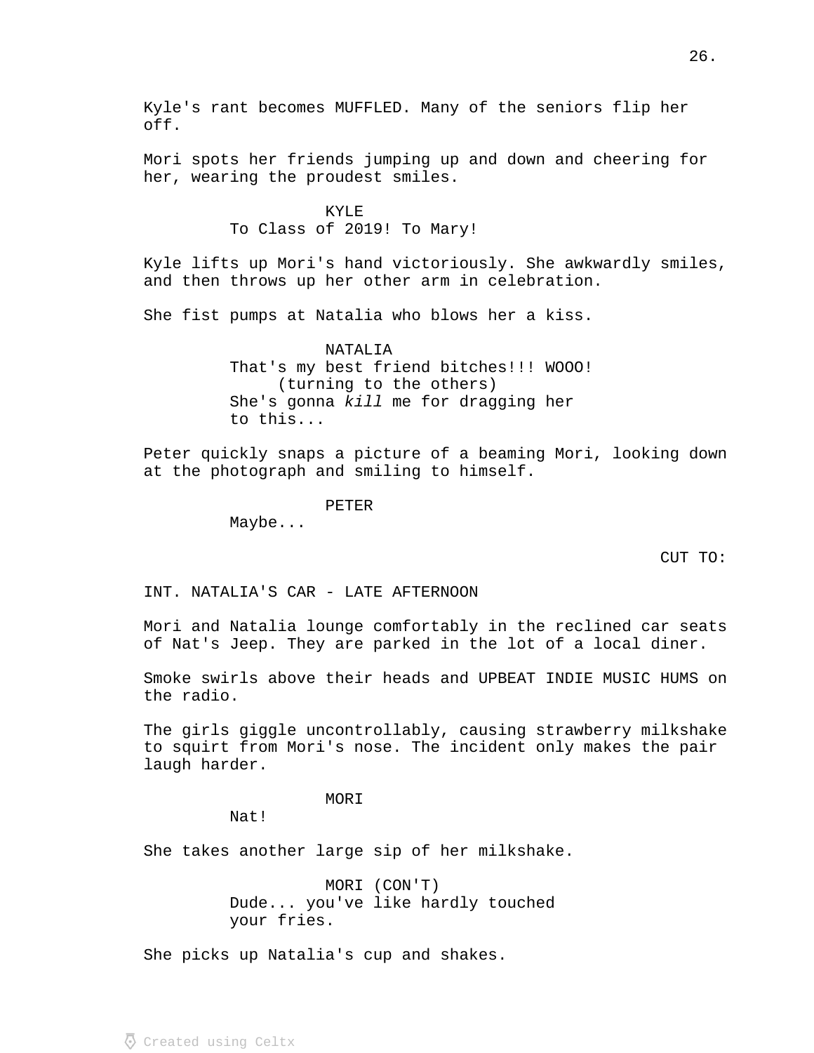Kyle's rant becomes MUFFLED. Many of the seniors flip her off.

Mori spots her friends jumping up and down and cheering for her, wearing the proudest smiles.

KYLE
To Class of 2019! To Mary!

Kyle lifts up Mori's hand victoriously. She awkwardly smiles, and then throws up her other arm in celebration.

She fist pumps at Natalia who blows her a kiss.

NATALIA
That's my best friend bitches!!! WOOO!
(turning to the others)
She's gonna *kill* me for dragging her to this...

Peter quickly snaps a picture of a beaming Mori, looking down at the photograph and smiling to himself.

PETER
Maybe...

CUT TO:

INT. NATALIA'S CAR - LATE AFTERNOON

Mori and Natalia lounge comfortably in the reclined car seats of Nat's Jeep. They are parked in the lot of a local diner.

Smoke swirls above their heads and UPBEAT INDIE MUSIC HUMS on the radio.

The girls giggle uncontrollably, causing strawberry milkshake to squirt from Mori's nose. The incident only makes the pair laugh harder.

MORI
Nat!

She takes another large sip of her milkshake.

MORI (CON'T)
Dude... you've like hardly touched your fries.

She picks up Natalia's cup and shakes.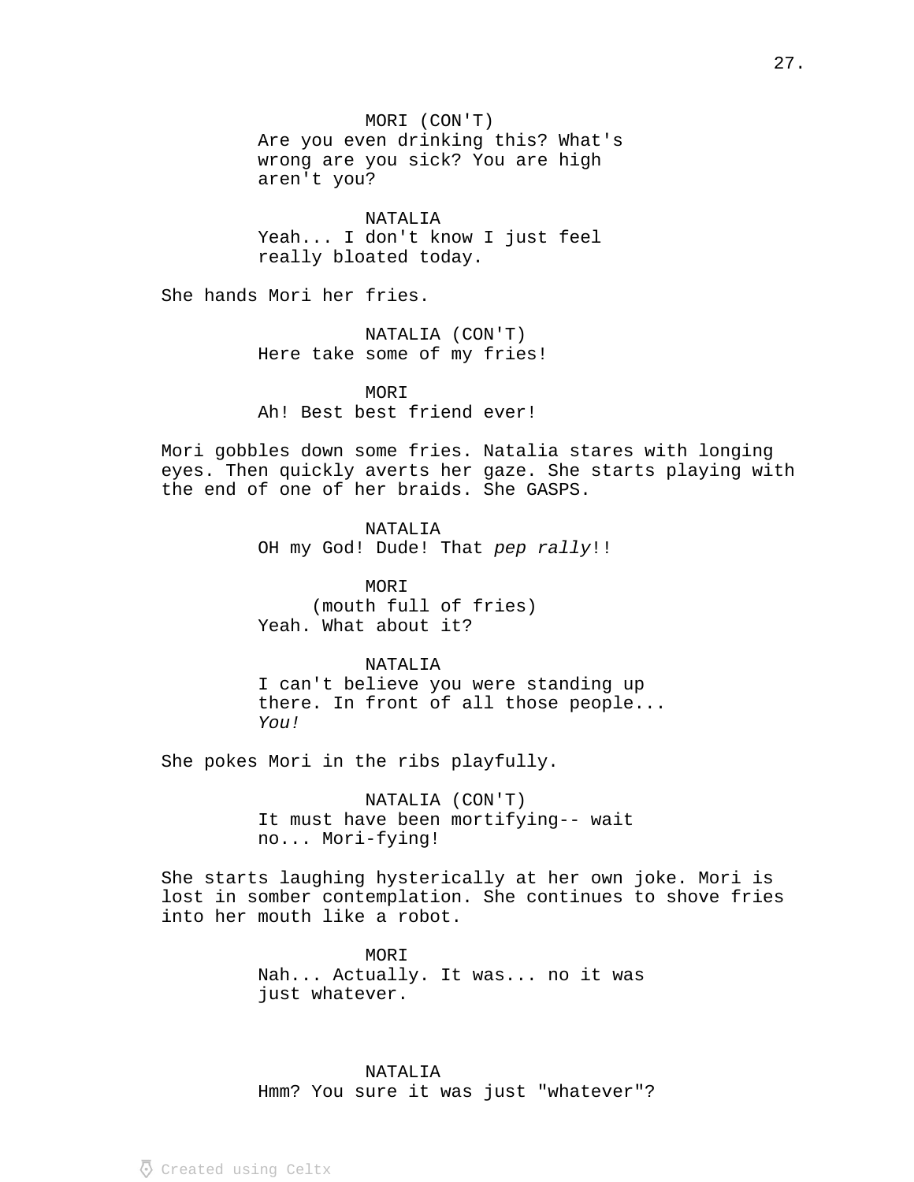MORI (CON'T)
Are you even drinking this? What's wrong are you sick? You are high aren't you?

NATALIA
Yeah... I don't know I just feel really bloated today.

She hands Mori her fries.

NATALIA (CON'T)
Here take some of my fries!

MORI
Ah! Best best friend ever!

Mori gobbles down some fries. Natalia stares with longing eyes. Then quickly averts her gaze. She starts playing with the end of one of her braids. She GASPS.

NATALIA
OH my God! Dude! That *pep rally*!!

MORI
(mouth full of fries)
Yeah. What about it?

NATALIA
I can't believe you were standing up there. In front of all those people... *You!*

She pokes Mori in the ribs playfully.

NATALIA (CON'T)
It must have been mortifying-- wait no... Mori-fying!

She starts laughing hysterically at her own joke. Mori is lost in somber contemplation. She continues to shove fries into her mouth like a robot.

MORI
Nah... Actually. It was... no it was just whatever.

NATALIA
Hmm? You sure it was just "whatever"?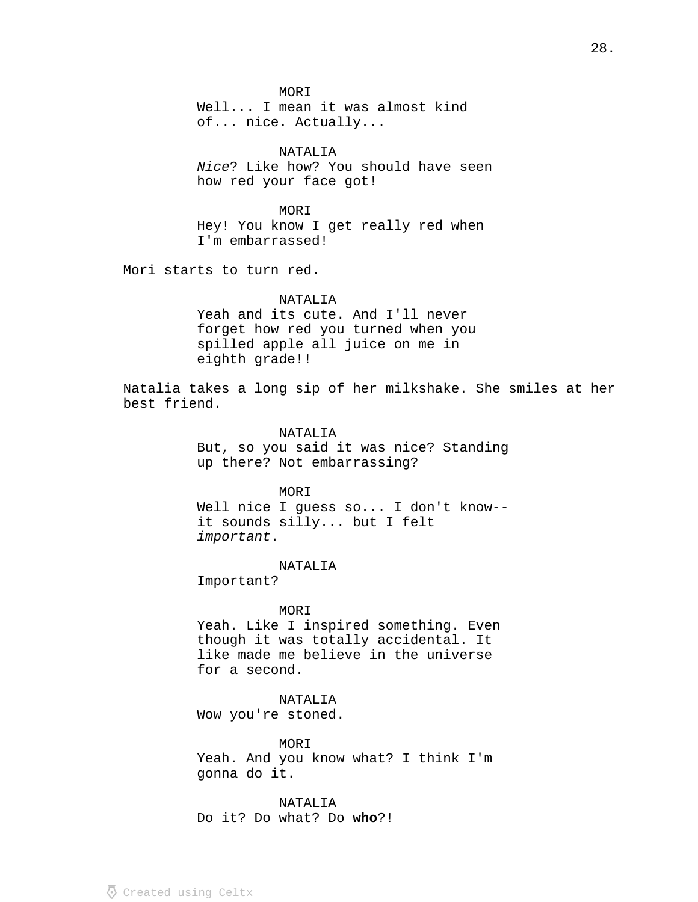MORI
Well... I mean it was almost kind of... nice. Actually...

NATALIA
*Nice*? Like how? You should have seen how red your face got!

MORI
Hey! You know I get really red when I'm embarrassed!

Mori starts to turn red.

NATALIA
Yeah and its cute. And I'll never forget how red you turned when you spilled apple all juice on me in eighth grade!!

Natalia takes a long sip of her milkshake. She smiles at her best friend.

NATALIA
But, so you said it was nice? Standing up there? Not embarrassing?

MORI
Well nice I guess so... I don't know-- it sounds silly... but I felt *important*.

NATALIA
Important?

MORI
Yeah. Like I inspired something. Even though it was totally accidental. It like made me believe in the universe for a second.

NATALIA
Wow you're stoned.

MORI
Yeah. And you know what? I think I'm gonna do it.

NATALIA
Do it? Do what? Do **who**?!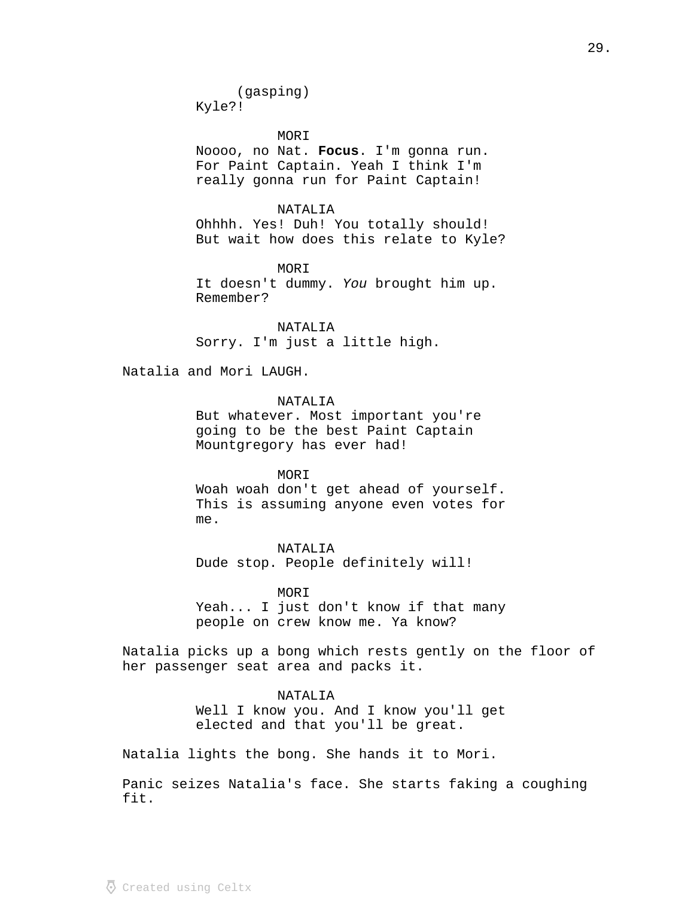(gasping)
Kyle?!

MORI
Noooo, no Nat. **Focus**. I'm gonna run. For Paint Captain. Yeah I think I'm really gonna run for Paint Captain!

NATALIA
Ohhhh. Yes! Duh! You totally should! But wait how does this relate to Kyle?

MORI
It doesn't dummy. *You* brought him up. Remember?

NATALIA
Sorry. I'm just a little high.

Natalia and Mori LAUGH.

NATALIA
But whatever. Most important you're going to be the best Paint Captain Mountgregory has ever had!

MORI
Woah woah don't get ahead of yourself. This is assuming anyone even votes for me.

NATALIA
Dude stop. People definitely will!

MORI
Yeah... I just don't know if that many people on crew know me. Ya know?

Natalia picks up a bong which rests gently on the floor of her passenger seat area and packs it.

NATALIA
Well I know you. And I know you'll get elected and that you'll be great.

Natalia lights the bong. She hands it to Mori.

Panic seizes Natalia's face. She starts faking a coughing fit.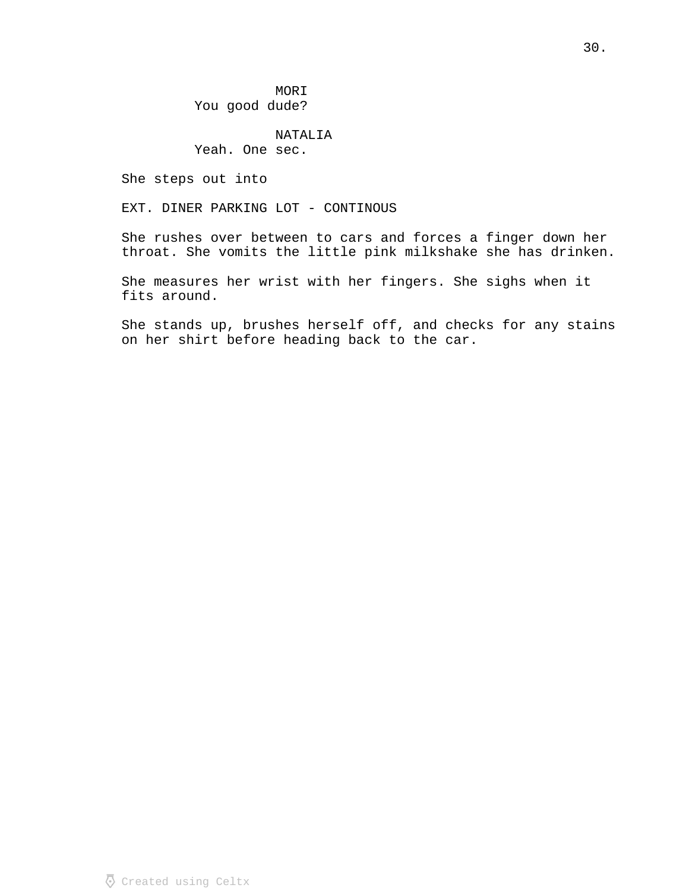MORI
You good dude?

NATALIA
Yeah. One sec.

She steps out into

EXT. DINER PARKING LOT - CONTINOUS

She rushes over between to cars and forces a finger down her throat. She vomits the little pink milkshake she has drinken.

She measures her wrist with her fingers. She sighs when it fits around.

She stands up, brushes herself off, and checks for any stains on her shirt before heading back to the car.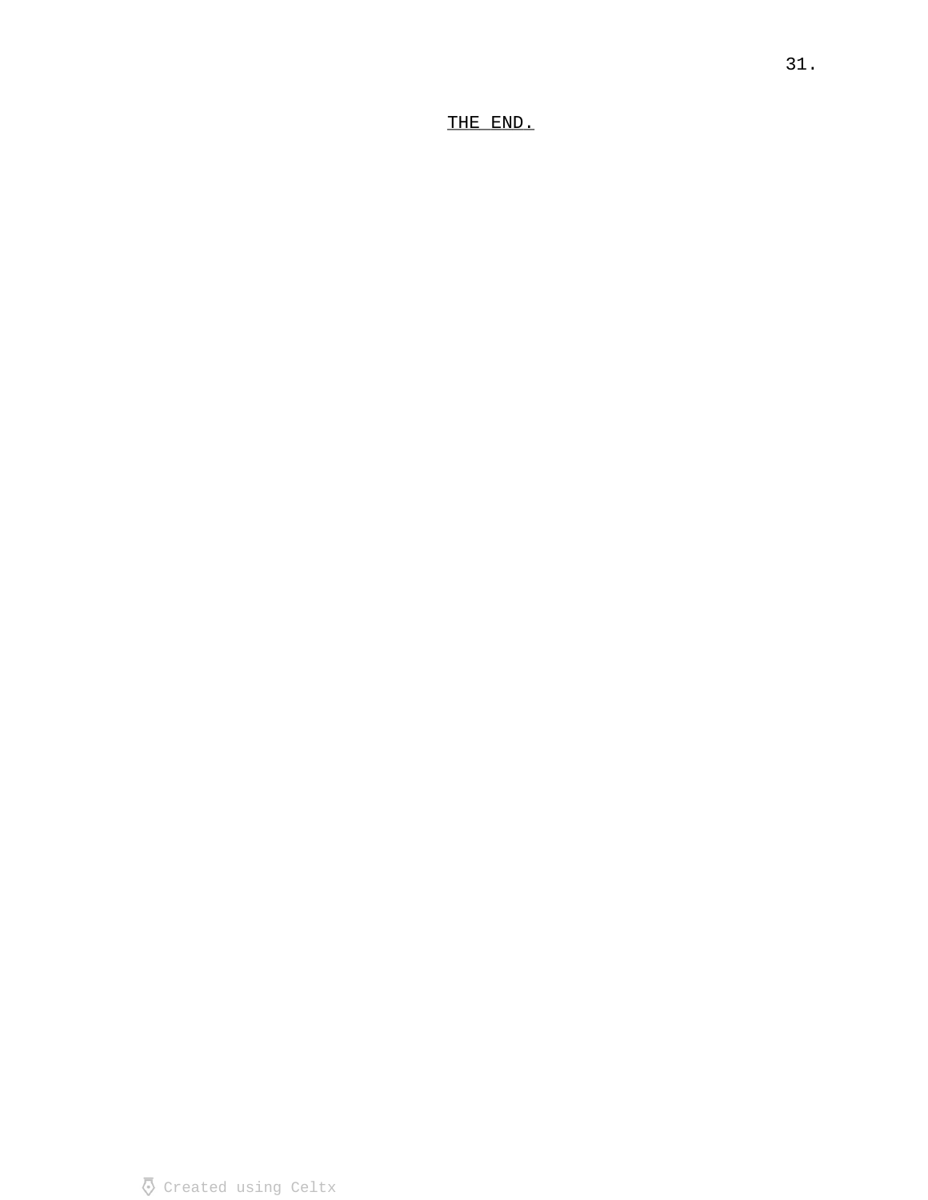<u>THE END.</u>

Created using Celtx